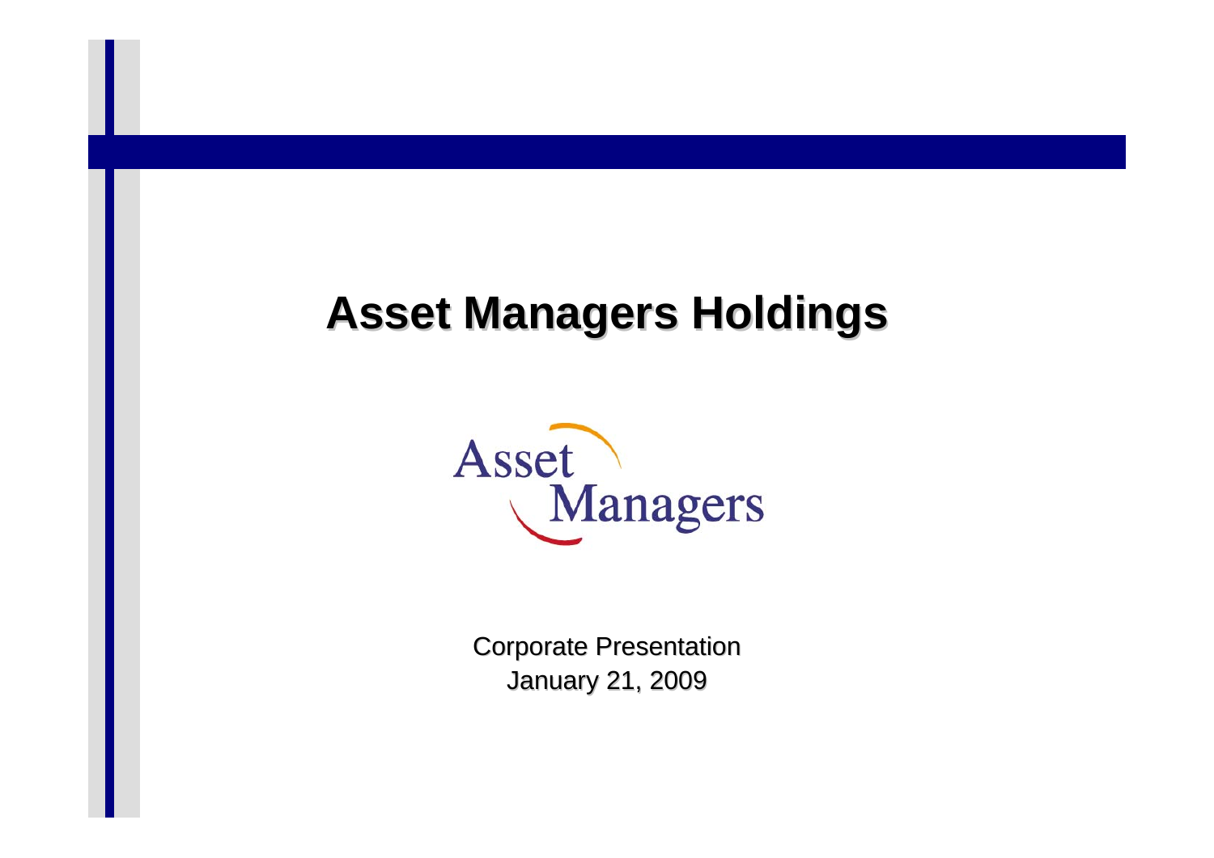# Asset Managers Holdings

Asset Managers

Corporate Presentation
January 21, 2009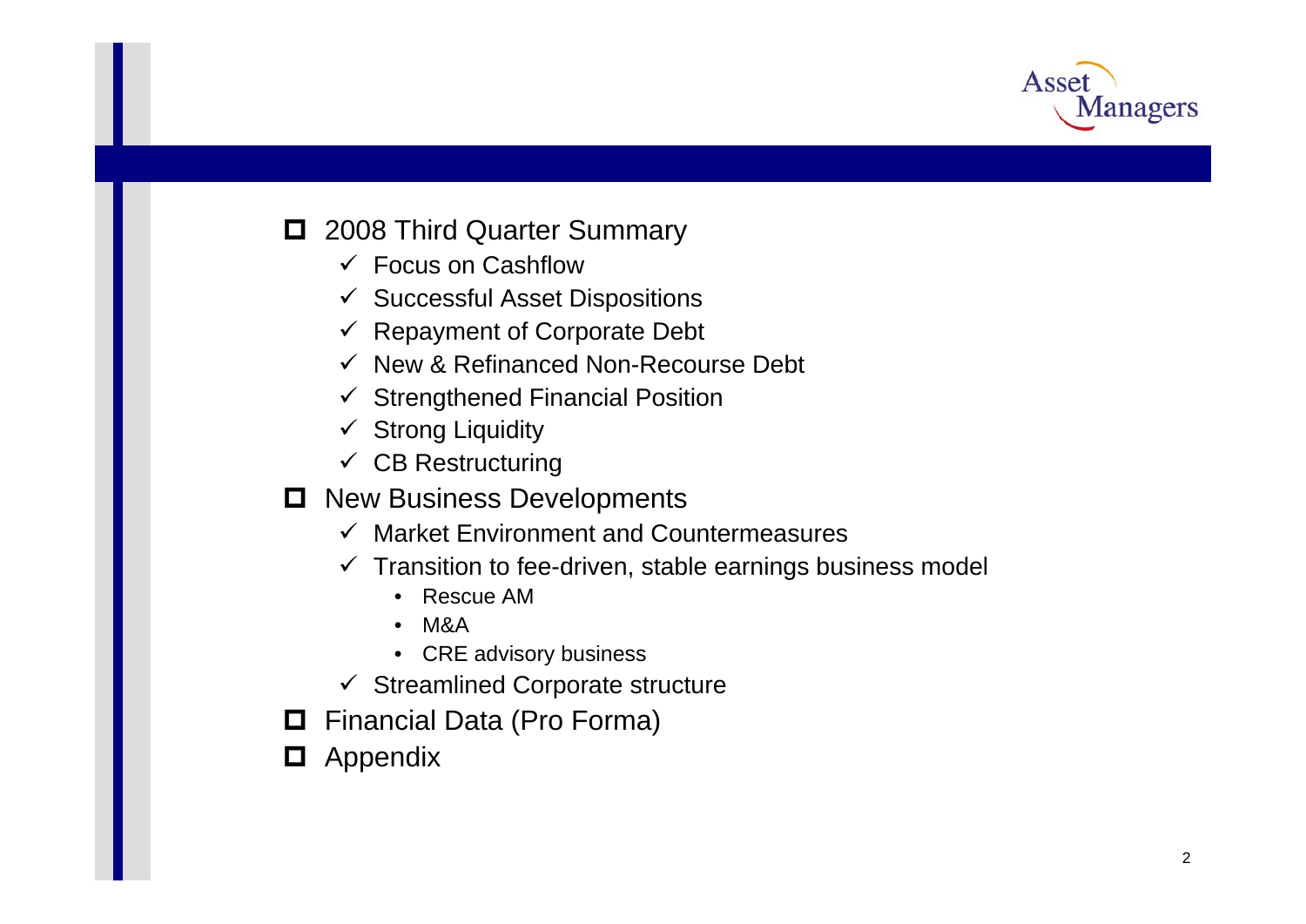- 2008 Third Quarter Summary
  - ✓ Focus on Cashflow
  - ✓ Successful Asset Dispositions
  - ✓ Repayment of Corporate Debt
  - ✓ New & Refinanced Non-Recourse Debt
  - ✓ Strengthened Financial Position
  - ✓ Strong Liquidity
  - ✓ CB Restructuring
- New Business Developments
  - ✓ Market Environment and Countermeasures
  - ✓ Transition to fee-driven, stable earnings business model
    - Rescue AM
    - M&A
    - CRE advisory business
  - ✓ Streamlined Corporate structure
- Financial Data (Pro Forma)
- Appendix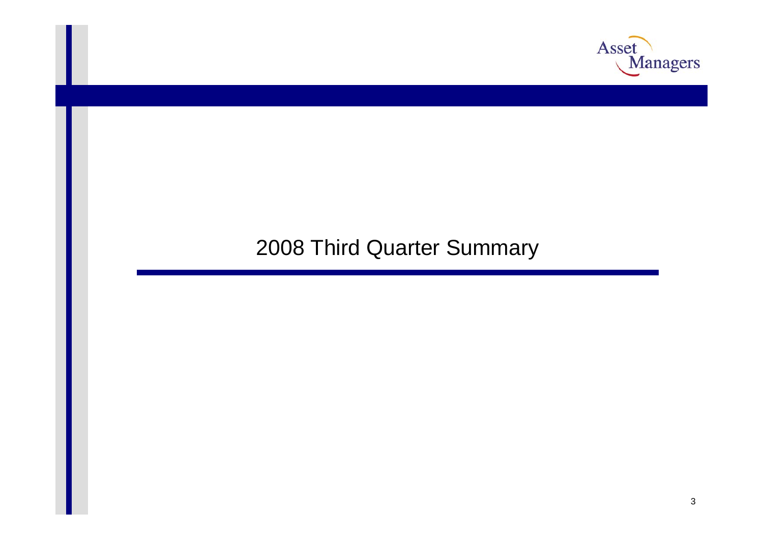# 2008 Third Quarter Summary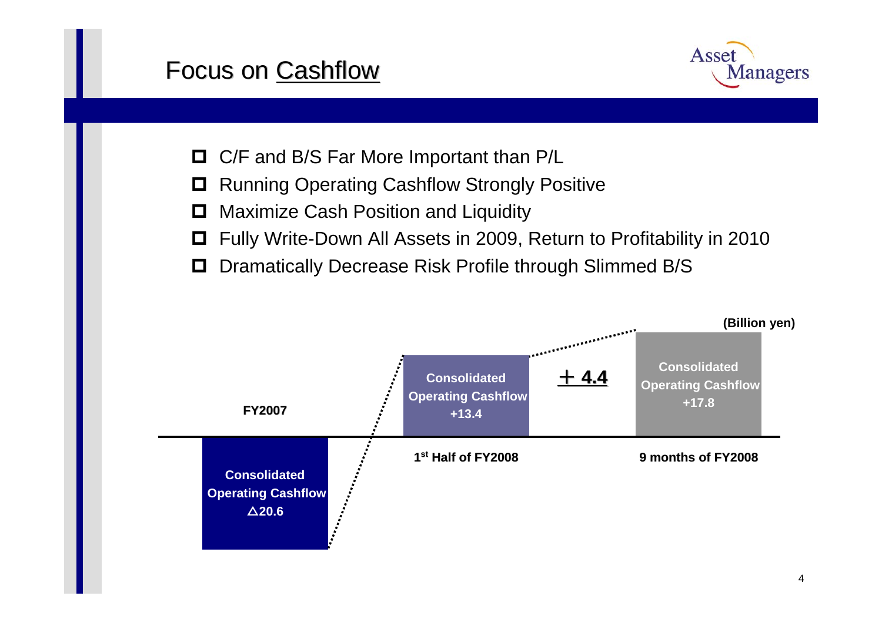# Focus on Cashflow

- C/F and B/S Far More Important than P/L
- Running Operating Cashflow Strongly Positive
- Maximize Cash Position and Liquidity
- Fully Write-Down All Assets in 2009, Return to Profitability in 2010
- Dramatically Decrease Risk Profile through Slimmed B/S

(Billion yen)

| | FY2007 | 1st Half of FY2008 | 9 months of FY2008 |
|---|---|---|---|
| Consolidated Operating Cashflow | △20.6 | +13.4 | +17.8 |

＋ 4.4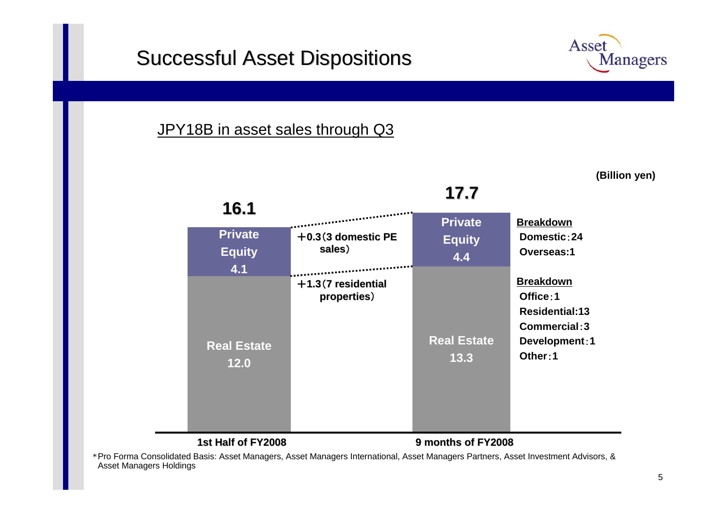# Successful Asset Dispositions

JPY18B in asset sales through Q3

(Billion yen)

| | 1st Half of FY2008 | Change | 9 months of FY2008 |
|---|---|---|---|
| Private Equity | 4.1 | +0.3 (3 domestic PE sales) | 4.4 |
| Real Estate | 12.0 | +1.3 (7 residential properties) | 13.3 |
| **Total** | **16.1** | | **17.7** |

**Breakdown** (Private Equity)
- Domestic：24
- Overseas:1

**Breakdown** (Real Estate)
- Office：1
- Residential:13
- Commercial：3
- Development：1
- Other：1

*Pro Forma Consolidated Basis: Asset Managers, Asset Managers International, Asset Managers Partners, Asset Investment Advisors, & Asset Managers Holdings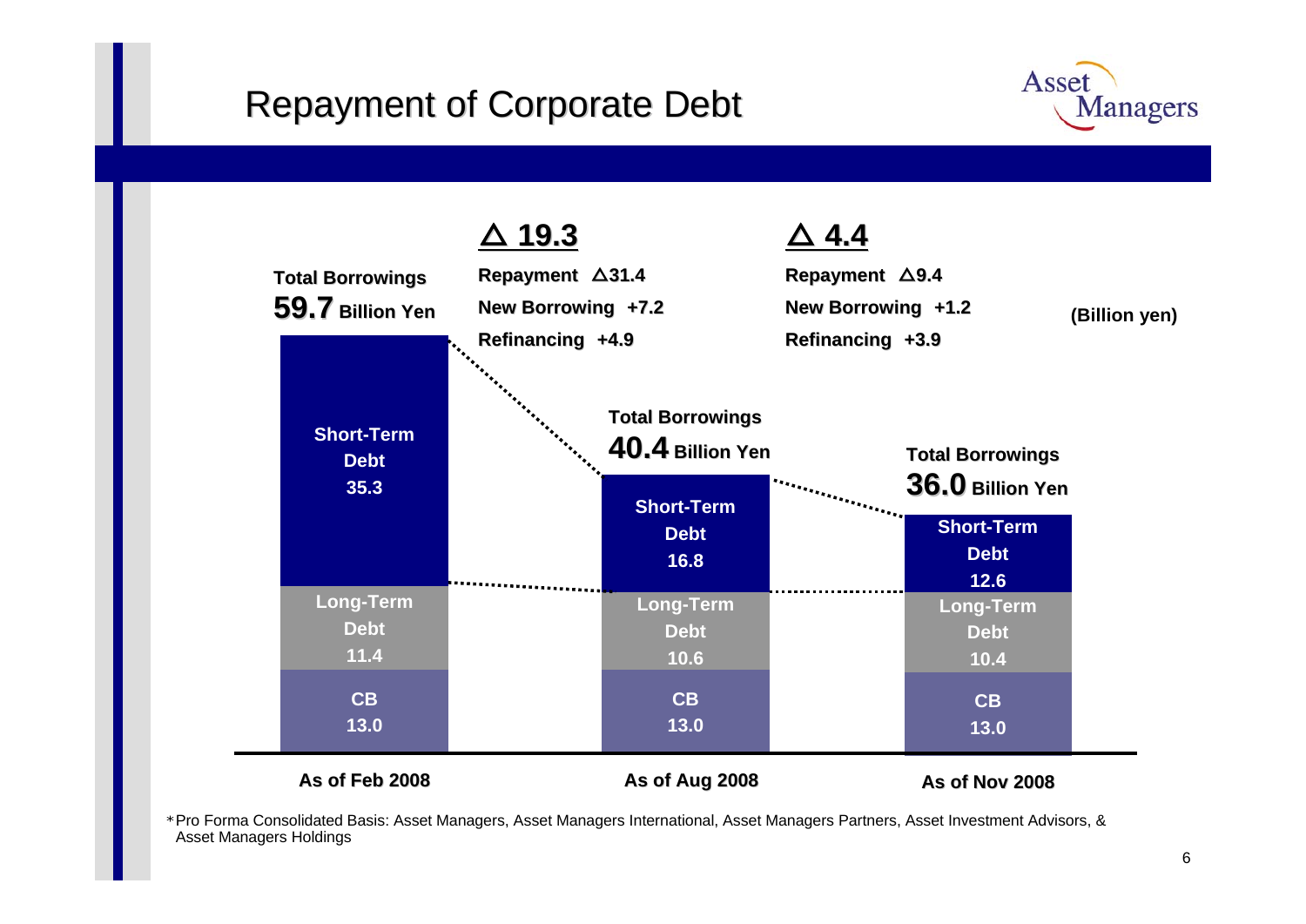# Repayment of Corporate Debt

(Billion yen)

| | As of Feb 2008 | As of Aug 2008 | As of Nov 2008 |
|---|---|---|---|
| Short-Term Debt | 35.3 | 16.8 | 12.6 |
| Long-Term Debt | 11.4 | 10.6 | 10.4 |
| CB | 13.0 | 13.0 | 13.0 |
| Total Borrowings | 59.7 Billion Yen | 40.4 Billion Yen | 36.0 Billion Yen |

**Feb 2008 → Aug 2008: △ 19.3**

- Repayment △31.4
- New Borrowing +7.2
- Refinancing +4.9

**Aug 2008 → Nov 2008: △ 4.4**

- Repayment △9.4
- New Borrowing +1.2
- Refinancing +3.9

*Pro Forma Consolidated Basis: Asset Managers, Asset Managers International, Asset Managers Partners, Asset Investment Advisors, & Asset Managers Holdings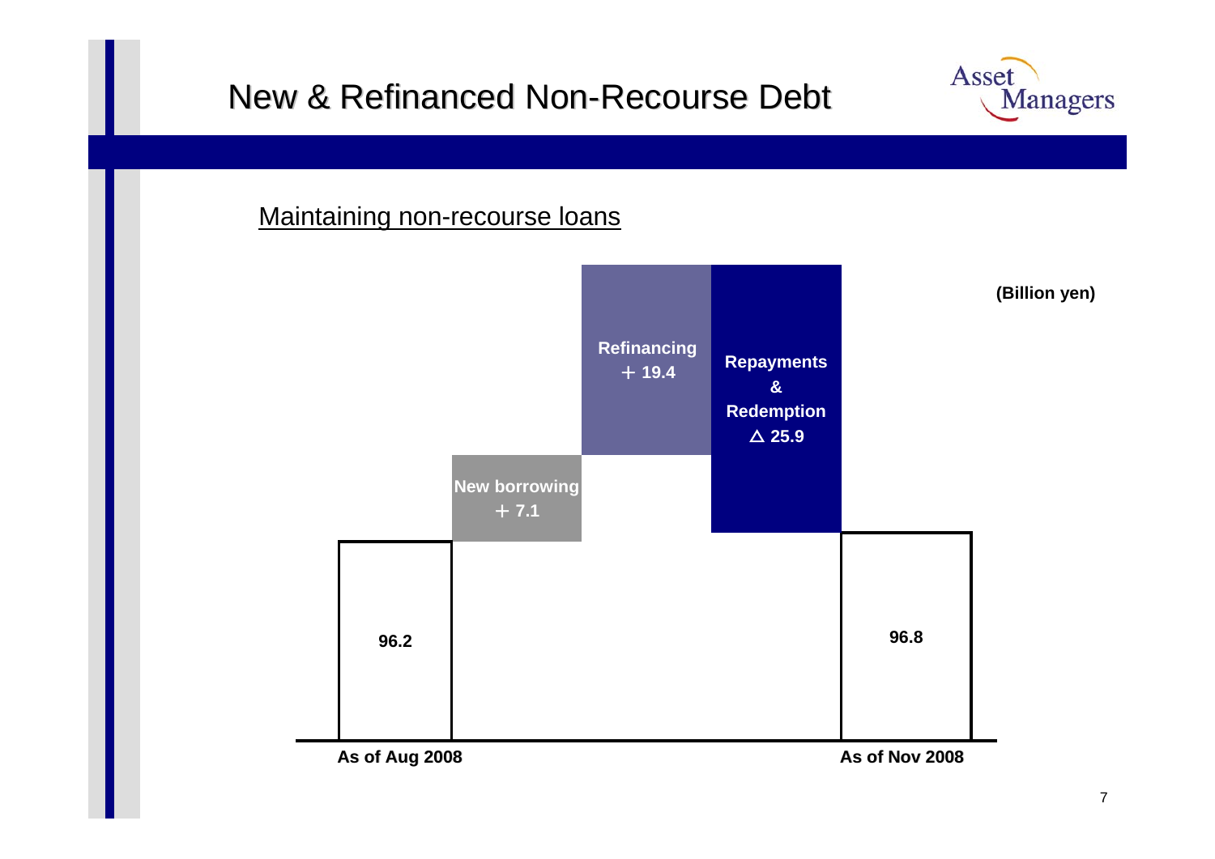# New & Refinanced Non-Recourse Debt

Maintaining non-recourse loans

(Billion yen)

| As of Aug 2008 | New borrowing | Refinancing | Repayments & Redemption | As of Nov 2008 |
|---|---|---|---|---|
| 96.2 | ＋7.1 | ＋19.4 | △ 25.9 | 96.8 |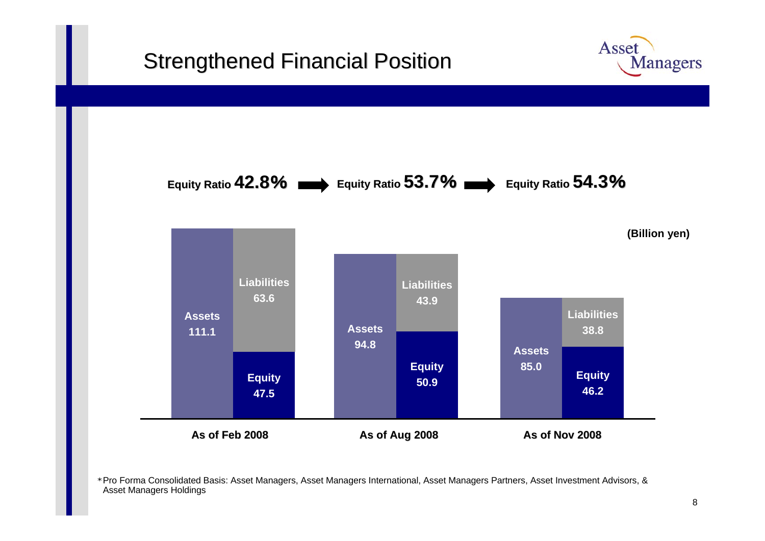# Strengthened Financial Position

Equity Ratio **42.8%** → Equity Ratio **53.7%** → Equity Ratio **54.3%**

(Billion yen)

| | As of Feb 2008 | As of Aug 2008 | As of Nov 2008 |
|---|---|---|---|
| Assets | 111.1 | 94.8 | 85.0 |
| Liabilities | 63.6 | 43.9 | 38.8 |
| Equity | 47.5 | 50.9 | 46.2 |
| Equity Ratio | 42.8% | 53.7% | 54.3% |

*Pro Forma Consolidated Basis: Asset Managers, Asset Managers International, Asset Managers Partners, Asset Investment Advisors, & Asset Managers Holdings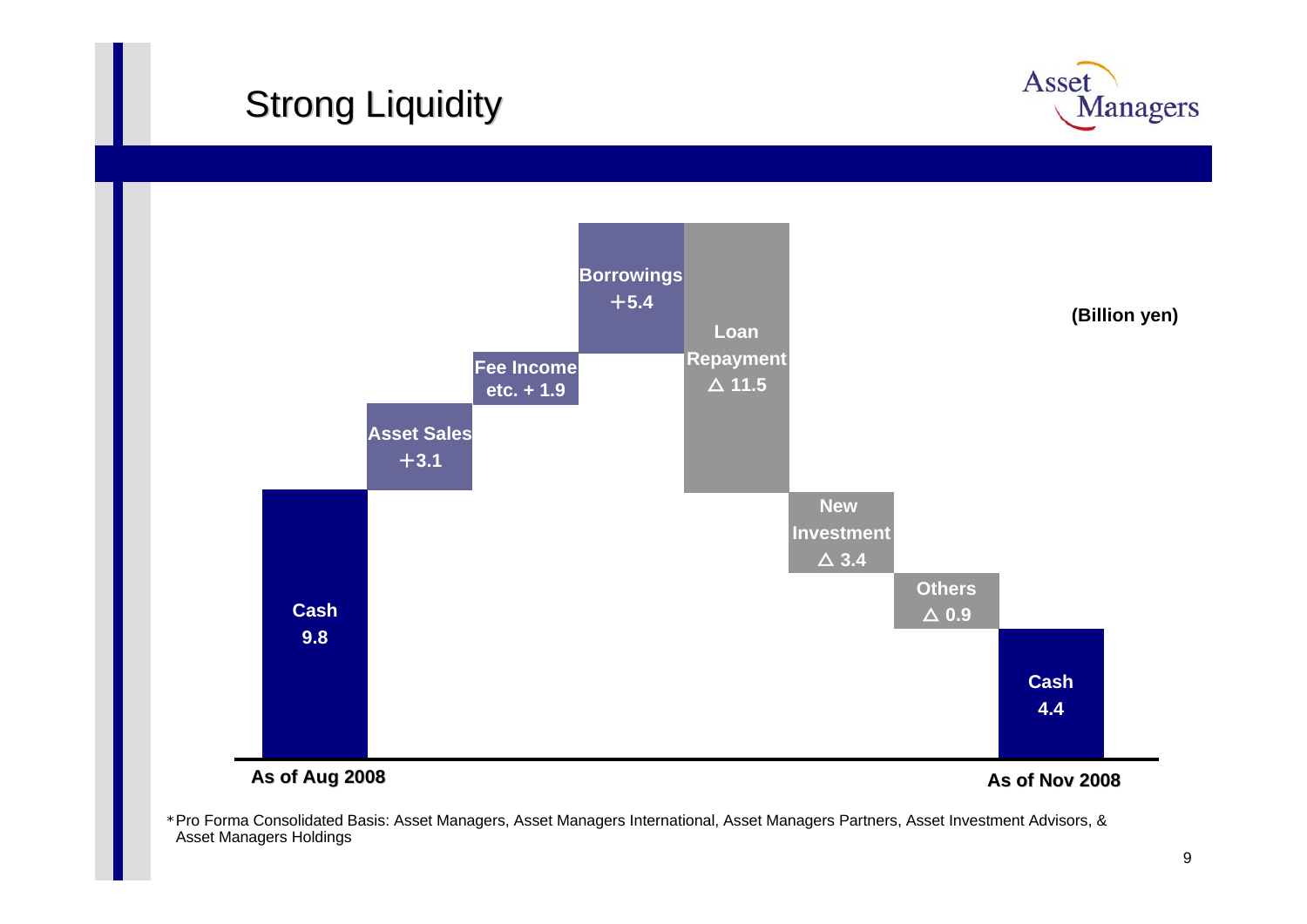# Strong Liquidity

(Billion yen)

| Item | Amount |
| --- | --- |
| Cash (As of Aug 2008) | 9.8 |
| Asset Sales | ＋3.1 |
| Fee Income etc. | + 1.9 |
| Borrowings | ＋5.4 |
| Loan Repayment | △ 11.5 |
| New Investment | △ 3.4 |
| Others | △ 0.9 |
| Cash (As of Nov 2008) | 4.4 |

＊Pro Forma Consolidated Basis: Asset Managers, Asset Managers International, Asset Managers Partners, Asset Investment Advisors, & Asset Managers Holdings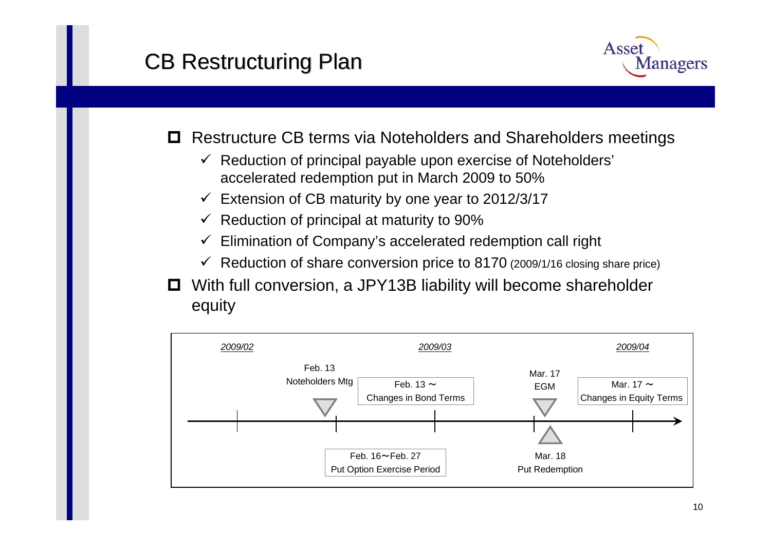# CB Restructuring Plan

- Restructure CB terms via Noteholders and Shareholders meetings
  - ✓ Reduction of principal payable upon exercise of Noteholders' accelerated redemption put in March 2009 to 50%
  - ✓ Extension of CB maturity by one year to 2012/3/17
  - ✓ Reduction of principal at maturity to 90%
  - ✓ Elimination of Company's accelerated redemption call right
  - ✓ Reduction of share conversion price to 8170 (2009/1/16 closing share price)
- With full conversion, a JPY13B liability will become shareholder equity

*2009/02* | *2009/03* | *2009/04*

- Feb. 13 — Noteholders Mtg
- Feb. 13 ～ — Changes in Bond Terms
- Feb. 16～Feb. 27 — Put Option Exercise Period
- Mar. 17 — EGM
- Mar. 17 ～ — Changes in Equity Terms
- Mar. 18 — Put Redemption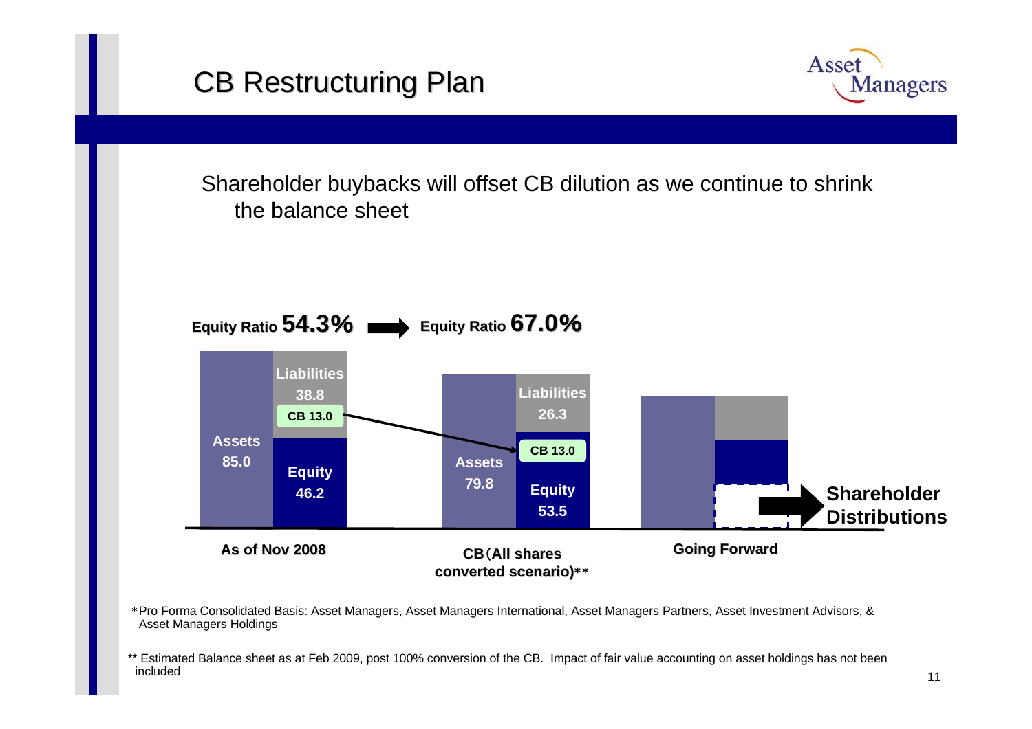# CB Restructuring Plan

Shareholder buybacks will offset CB dilution as we continue to shrink the balance sheet

**Equity Ratio 54.3%** → **Equity Ratio 67.0%**

| | Assets | Liabilities | CB | Equity |
|---|---|---|---|---|
| As of Nov 2008 | 85.0 | 38.8 | 13.0 | 46.2 |
| CB (All shares converted scenario)** | 79.8 | 26.3 | 13.0 | 53.5 |
| Going Forward | | | | Shareholder Distributions |

*Pro Forma Consolidated Basis: Asset Managers, Asset Managers International, Asset Managers Partners, Asset Investment Advisors, & Asset Managers Holdings

** Estimated Balance sheet as at Feb 2009, post 100% conversion of the CB. Impact of fair value accounting on asset holdings has not been included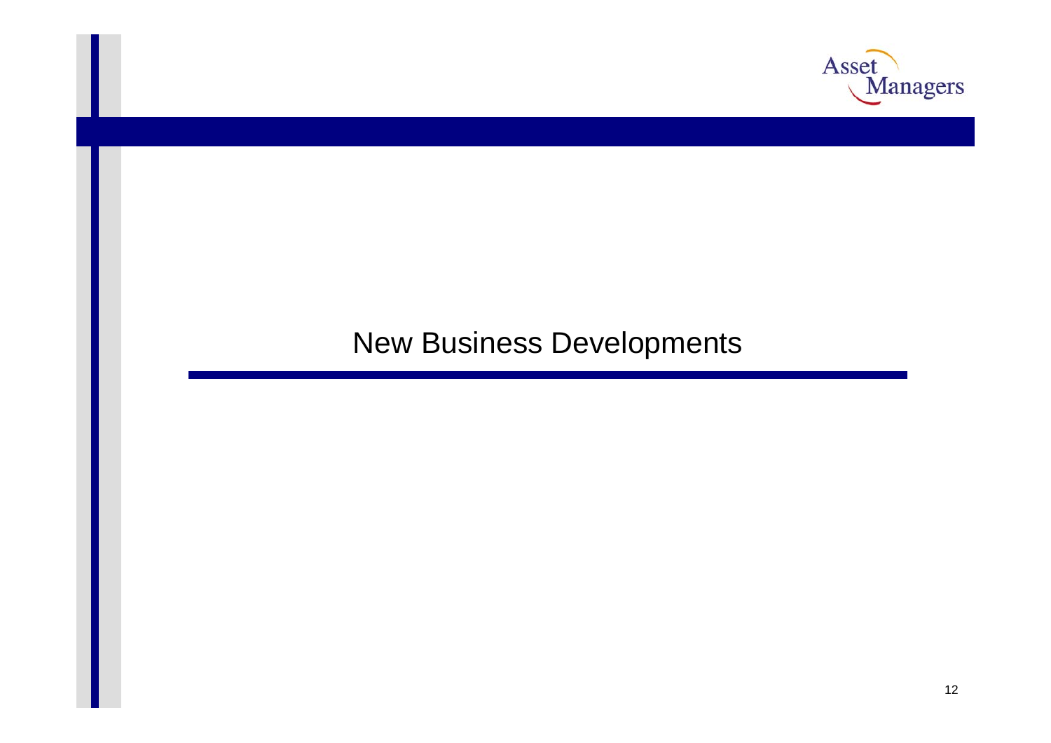# New Business Developments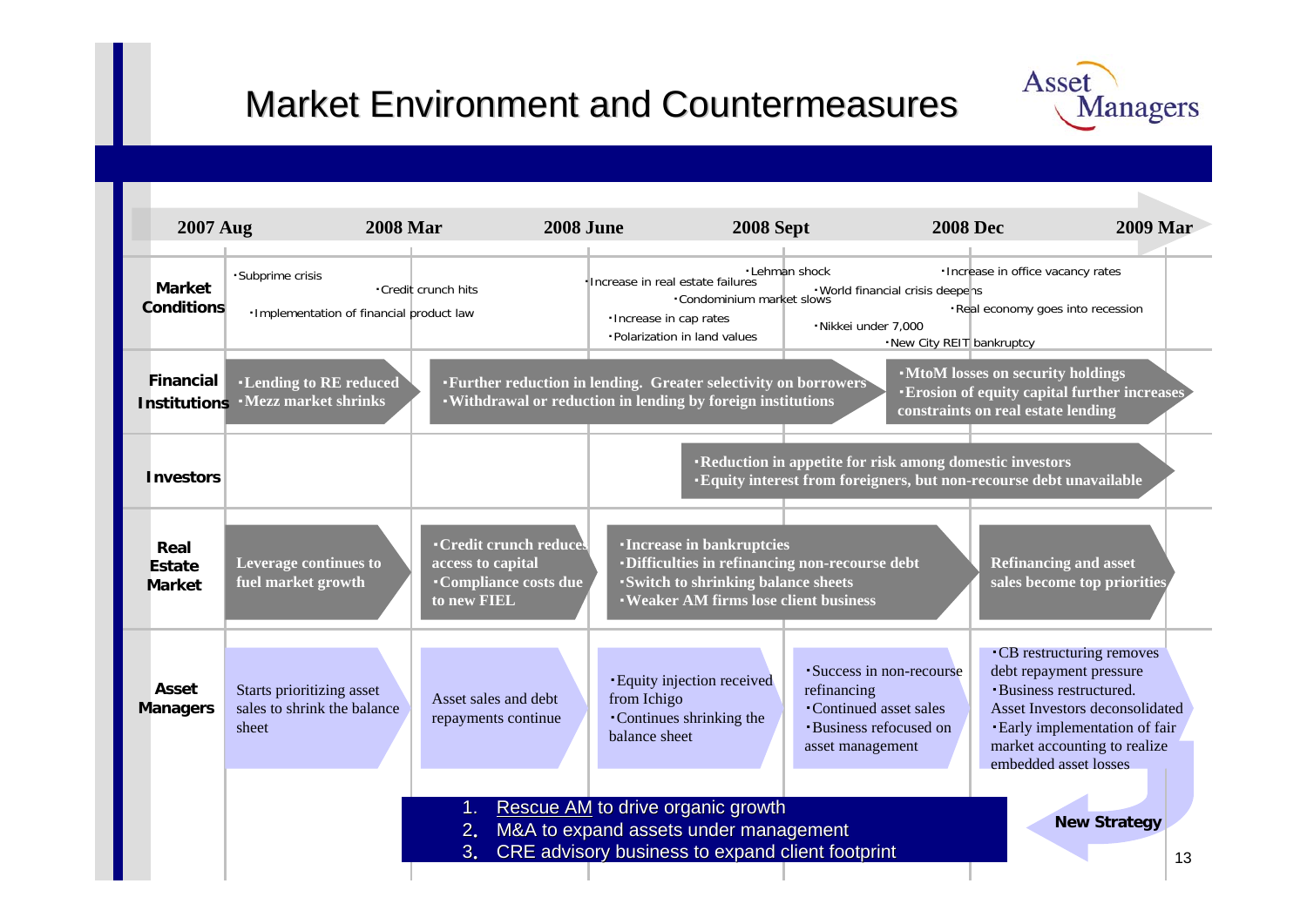# Market Environment and Countermeasures

| | 2007 Aug – 2008 Mar | 2008 Mar – 2008 June | 2008 June – 2008 Sept | 2008 Sept – 2008 Dec | 2008 Dec – 2009 Mar |
|---|---|---|---|---|---|
| **Market Conditions** | ・Subprime crisis<br>・Implementation of financial product law | ・Credit crunch hits | ・Increase in real estate failures<br>・Condominium market slows<br>・Increase in cap rates<br>・Polarization in land values | ・Lehman shock<br>・World financial crisis deepens<br>・Nikkei under 7,000<br>・New City REIT bankruptcy | ・Increase in office vacancy rates<br>・Real economy goes into recession |
| **Financial Institutions** | ・Lending to RE reduced<br>・Mezz market shrinks | ・Further reduction in lending. Greater selectivity on borrowers<br>・Withdrawal or reduction in lending by foreign institutions | | ・MtoM losses on security holdings<br>・Erosion of equity capital further increases constraints on real estate lending | |
| **Investors** | | | | ・Reduction in appetite for risk among domestic investors<br>・Equity interest from foreigners, but non-recourse debt unavailable | |
| **Real Estate Market** | Leverage continues to fuel market growth | ・Credit crunch reduces access to capital<br>・Compliance costs due to new FIEL | ・Increase in bankruptcies<br>・Difficulties in refinancing non-recourse debt<br>・Switch to shrinking balance sheets<br>・Weaker AM firms lose client business | | Refinancing and asset sales become top priorities |
| **Asset Managers** | Starts prioritizing asset sales to shrink the balance sheet | Asset sales and debt repayments continue | ・Equity injection received from Ichigo<br>・Continues shrinking the balance sheet | ・Success in non-recourse refinancing<br>・Continued asset sales<br>・Business refocused on asset management | ・CB restructuring removes debt repayment pressure<br>・Business restructured. Asset Investors deconsolidated<br>・Early implementation of fair market accounting to realize embedded asset losses |

**New Strategy**

1. Rescue AM to drive organic growth
2. M&A to expand assets under management
3. CRE advisory business to expand client footprint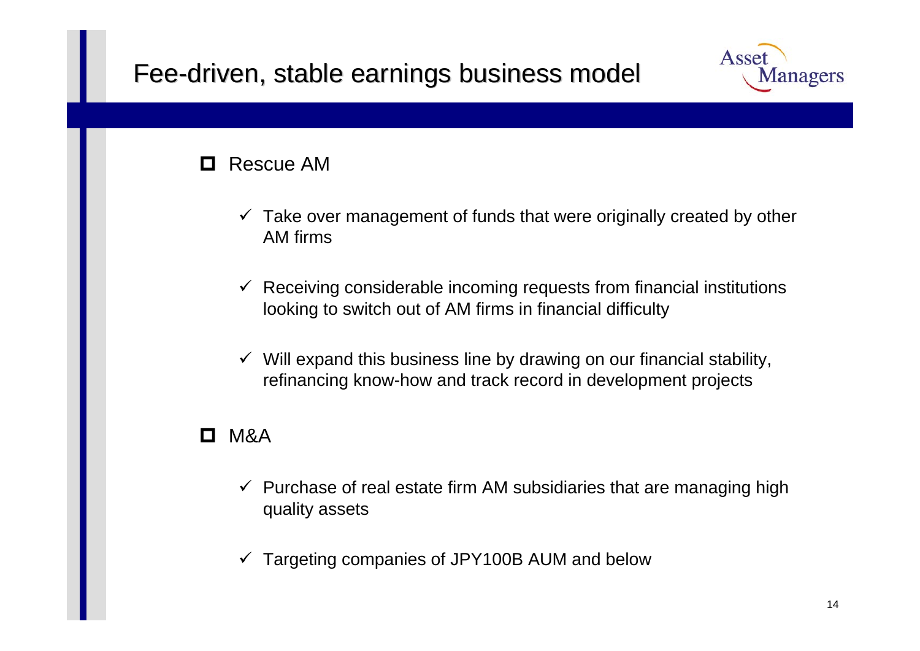# Fee-driven, stable earnings business model

## Rescue AM

- ✓ Take over management of funds that were originally created by other AM firms
- ✓ Receiving considerable incoming requests from financial institutions looking to switch out of AM firms in financial difficulty
- ✓ Will expand this business line by drawing on our financial stability, refinancing know-how and track record in development projects

## M&A

- ✓ Purchase of real estate firm AM subsidiaries that are managing high quality assets
- ✓ Targeting companies of JPY100B AUM and below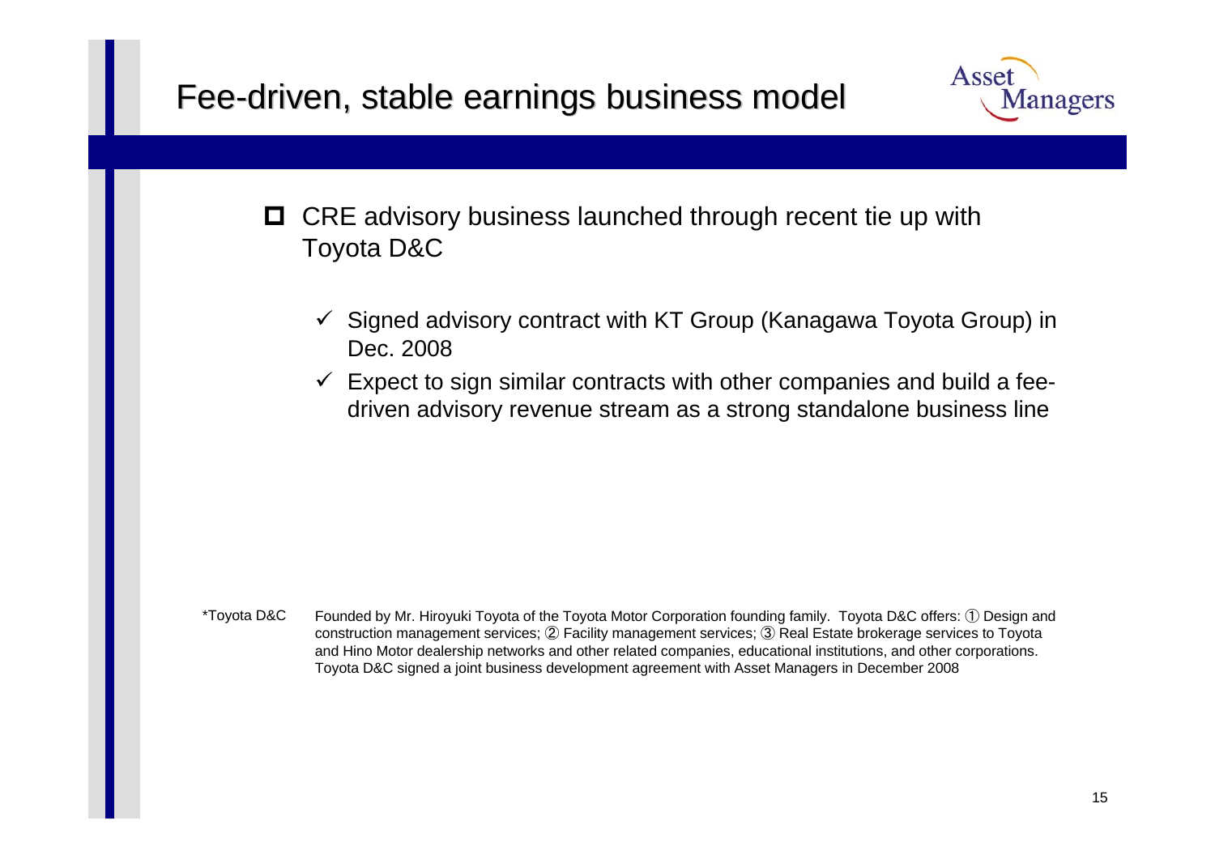# Fee-driven, stable earnings business model

- CRE advisory business launched through recent tie up with Toyota D&C
  - ✓ Signed advisory contract with KT Group (Kanagawa Toyota Group) in Dec. 2008
  - ✓ Expect to sign similar contracts with other companies and build a fee-driven advisory revenue stream as a strong standalone business line

*Toyota D&C Founded by Mr. Hiroyuki Toyota of the Toyota Motor Corporation founding family. Toyota D&C offers: ① Design and construction management services; ② Facility management services; ③ Real Estate brokerage services to Toyota and Hino Motor dealership networks and other related companies, educational institutions, and other corporations. Toyota D&C signed a joint business development agreement with Asset Managers in December 2008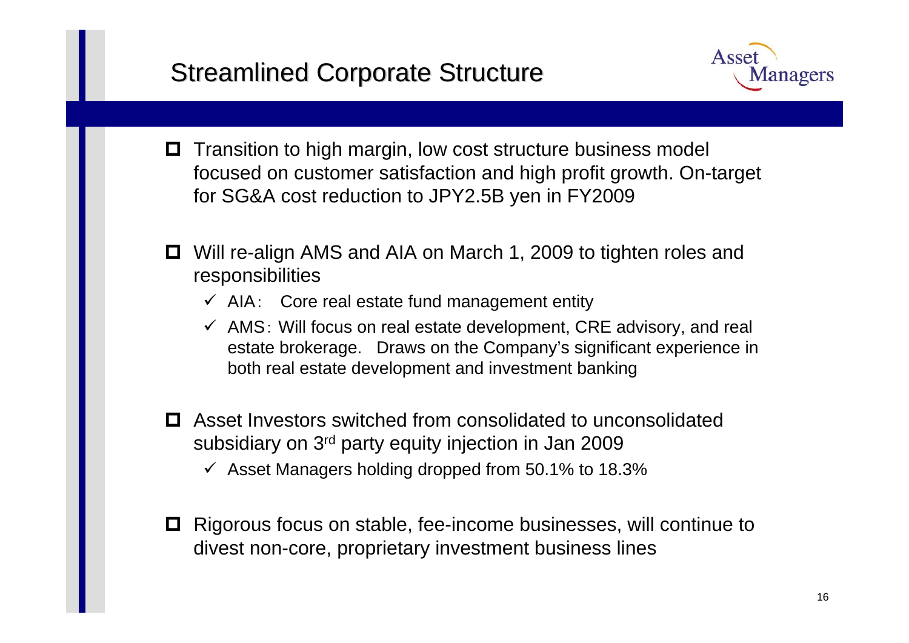# Streamlined Corporate Structure

- Transition to high margin, low cost structure business model focused on customer satisfaction and high profit growth. On-target for SG&A cost reduction to JPY2.5B yen in FY2009

- Will re-align AMS and AIA on March 1, 2009 to tighten roles and responsibilities
  - ✓ AIA: Core real estate fund management entity
  - ✓ AMS: Will focus on real estate development, CRE advisory, and real estate brokerage. Draws on the Company's significant experience in both real estate development and investment banking

- Asset Investors switched from consolidated to unconsolidated subsidiary on 3rd party equity injection in Jan 2009
  - ✓ Asset Managers holding dropped from 50.1% to 18.3%

- Rigorous focus on stable, fee-income businesses, will continue to divest non-core, proprietary investment business lines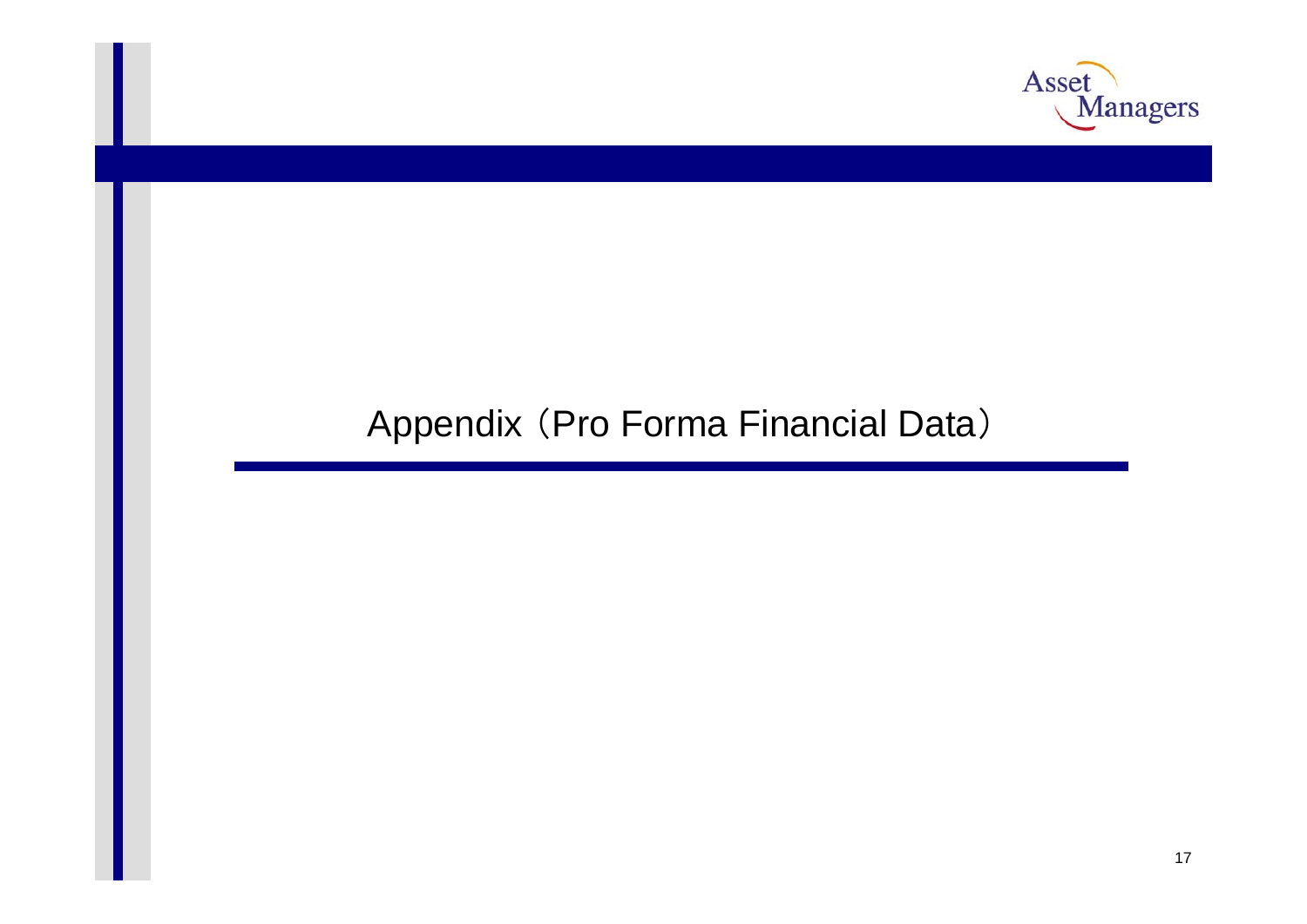# Appendix（Pro Forma Financial Data）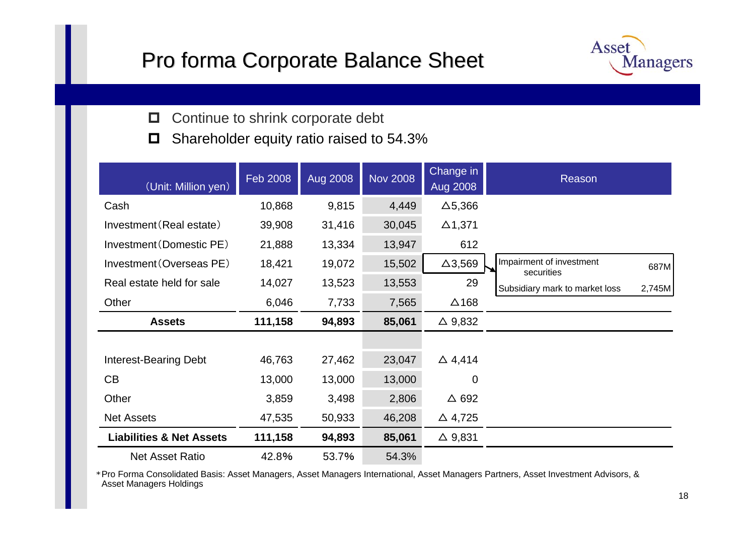# Pro forma Corporate Balance Sheet

- Continue to shrink corporate debt
- Shareholder equity ratio raised to 54.3%

| (Unit: Million yen) | Feb 2008 | Aug 2008 | Nov 2008 | Change in Aug 2008 | Reason | |
|---|---|---|---|---|---|---|
| Cash | 10,868 | 9,815 | 4,449 | △5,366 | | |
| Investment（Real estate） | 39,908 | 31,416 | 30,045 | △1,371 | | |
| Investment（Domestic PE） | 21,888 | 13,334 | 13,947 | 612 | | |
| Investment（Overseas PE） | 18,421 | 19,072 | 15,502 | △3,569 | Impairment of investment securities | 687M |
| Real estate held for sale | 14,027 | 13,523 | 13,553 | 29 | Subsidiary mark to market loss | 2,745M |
| Other | 6,046 | 7,733 | 7,565 | △168 | | |
| **Assets** | **111,158** | **94,893** | **85,061** | △ 9,832 | | |
| | | | | | | |
| Interest-Bearing Debt | 46,763 | 27,462 | 23,047 | △ 4,414 | | |
| CB | 13,000 | 13,000 | 13,000 | 0 | | |
| Other | 3,859 | 3,498 | 2,806 | △ 692 | | |
| Net Assets | 47,535 | 50,933 | 46,208 | △ 4,725 | | |
| **Liabilities & Net Assets** | **111,158** | **94,893** | **85,061** | △ 9,831 | | |
| Net Asset Ratio | 42.8% | 53.7% | 54.3% | | | |

*Pro Forma Consolidated Basis: Asset Managers, Asset Managers International, Asset Managers Partners, Asset Investment Advisors, & Asset Managers Holdings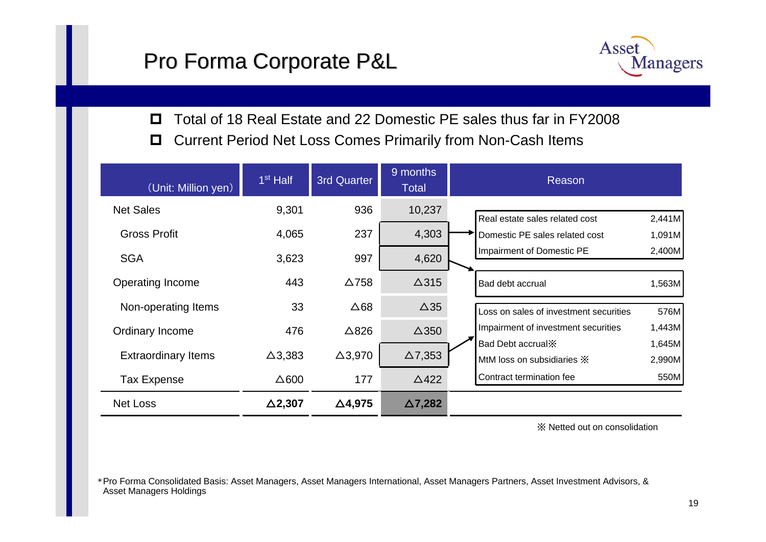# Pro Forma Corporate P&L

- Total of 18 Real Estate and 22 Domestic PE sales thus far in FY2008
- Current Period Net Loss Comes Primarily from Non-Cash Items

| (Unit: Million yen) | 1st Half | 3rd Quarter | 9 months Total |
|---|---|---|---|
| Net Sales | 9,301 | 936 | 10,237 |
| Gross Profit | 4,065 | 237 | 4,303 |
| SGA | 3,623 | 997 | 4,620 |
| Operating Income | 443 | △758 | △315 |
| Non-operating Items | 33 | △68 | △35 |
| Ordinary Income | 476 | △826 | △350 |
| Extraordinary Items | △3,383 | △3,970 | △7,353 |
| Tax Expense | △600 | 177 | △422 |
| **Net Loss** | **△2,307** | **△4,975** | **△7,282** |

**Reason**

Gross Profit:

| Item | Amount |
|---|---|
| Real estate sales related cost | 2,441M |
| Domestic PE sales related cost | 1,091M |
| Impairment of Domestic PE | 2,400M |

SGA:

| Item | Amount |
|---|---|
| Bad debt accrual | 1,563M |

Extraordinary Items:

| Item | Amount |
|---|---|
| Loss on sales of investment securities | 576M |
| Impairment of investment securities | 1,443M |
| Bad Debt accrual※ | 1,645M |
| MtM loss on subsidiaries ※ | 2,990M |
| Contract termination fee | 550M |

※ Netted out on consolidation

*Pro Forma Consolidated Basis: Asset Managers, Asset Managers International, Asset Managers Partners, Asset Investment Advisors, & Asset Managers Holdings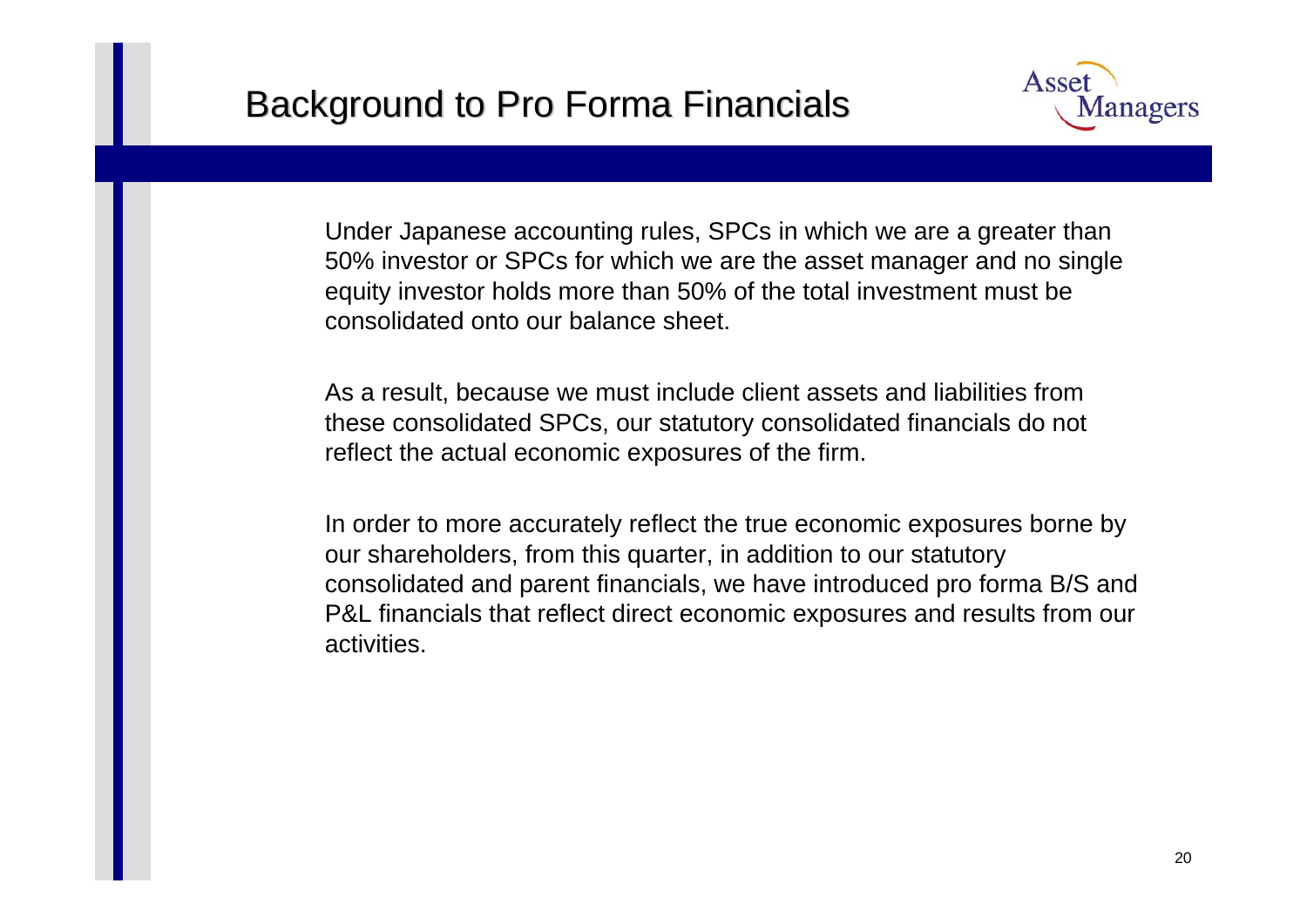# Background to Pro Forma Financials

Under Japanese accounting rules, SPCs in which we are a greater than 50% investor or SPCs for which we are the asset manager and no single equity investor holds more than 50% of the total investment must be consolidated onto our balance sheet.

As a result, because we must include client assets and liabilities from these consolidated SPCs, our statutory consolidated financials do not reflect the actual economic exposures of the firm.

In order to more accurately reflect the true economic exposures borne by our shareholders, from this quarter, in addition to our statutory consolidated and parent financials, we have introduced pro forma B/S and P&L financials that reflect direct economic exposures and results from our activities.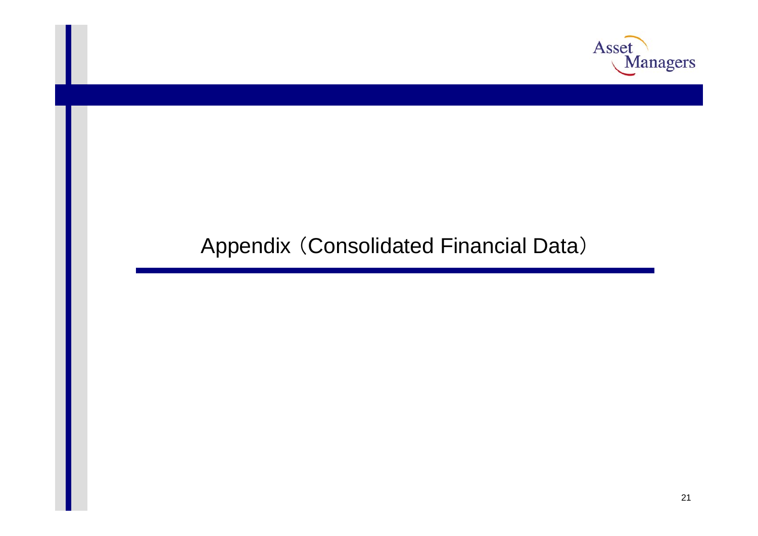# Appendix（Consolidated Financial Data）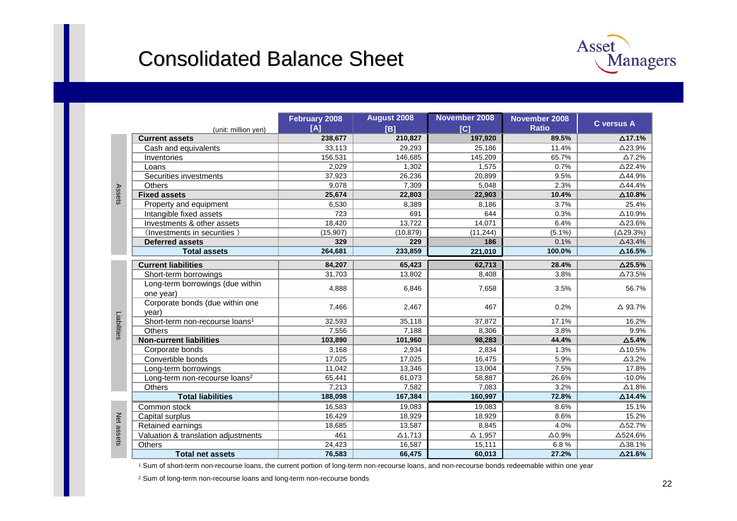# Consolidated Balance Sheet

Asset Managers

| | (unit: million yen) | February 2008 [A] | August 2008 [B] | November 2008 [C] | November 2008 Ratio | C versus A |
|---|---|---|---|---|---|---|
| Assets | **Current assets** | **238,677** | **210,827** | **197,920** | **89.5%** | **△17.1%** |
| | Cash and equivalents | 33,113 | 29,293 | 25,186 | 11.4% | △23.9% |
| | Inventories | 156,531 | 146,685 | 145,209 | 65.7% | △7.2% |
| | Loans | 2,029 | 1,302 | 1,575 | 0.7% | △22.4% |
| | Securities investments | 37,923 | 26,236 | 20,899 | 9.5% | △44.9% |
| | Others | 9,078 | 7,309 | 5,048 | 2.3% | △44.4% |
| | **Fixed assets** | **25,674** | **22,803** | **22,903** | **10.4%** | **△10.8%** |
| | Property and equipment | 6,530 | 8,389 | 8,186 | 3.7% | 25.4% |
| | Intangible fixed assets | 723 | 691 | 644 | 0.3% | △10.9% |
| | Investments & other assets | 18,420 | 13,722 | 14,071 | 6.4% | △23.6% |
| | (Investments in securities ) | (15,907) | (10,879) | (11,244) | (5.1%) | (△29.3%) |
| | **Deferred assets** | **329** | **229** | **186** | 0.1% | △43.4% |
| | **Total assets** | **264,681** | **233,859** | **221,010** | **100.0%** | **△16.5%** |
| Liabilities | **Current liabilities** | **84,207** | **65,423** | **62,713** | **28.4%** | **△25.5%** |
| | Short-term borrowings | 31,703 | 13,802 | 8,408 | 3.8% | △73.5% |
| | Long-term borrowings (due within one year) | 4,888 | 6,846 | 7,658 | 3.5% | 56.7% |
| | Corporate bonds (due within one year) | 7,466 | 2,467 | 467 | 0.2% | △ 93.7% |
| | Short-term non-recourse loans[1] | 32,593 | 35,118 | 37,872 | 17.1% | 16.2% |
| | Others | 7,556 | 7,188 | 8,306 | 3.8% | 9.9% |
| | **Non-current liabilities** | **103,890** | **101,960** | **98,283** | **44.4%** | **△5.4%** |
| | Corporate bonds | 3,168 | 2,934 | 2,834 | 1.3% | △10.5% |
| | Convertible bonds | 17,025 | 17,025 | 16,475 | 5.9% | △3.2% |
| | Long-term borrowings | 11,042 | 13,346 | 13,004 | 7.5% | 17.8% |
| | Long-term non-recourse loans[2] | 65,441 | 61,073 | 58,887 | 26.6% | -10.0% |
| | Others | 7,213 | 7,582 | 7,083 | 3.2% | △1.8% |
| | **Total liabilities** | **188,098** | **167,384** | **160,997** | **72.8%** | **△14.4%** |
| Net assets | Common stock | 16,583 | 19,083 | 19,083 | 8.6% | 15.1% |
| | Capital surplus | 16,429 | 18,929 | 18,929 | 8.6% | 15.2% |
| | Retained earnings | 18,685 | 13,587 | 8,845 | 4.0% | △52.7% |
| | Valuation & translation adjustments | 461 | △1,713 | △ 1,957 | △0.9% | △524.6% |
| | Others | 24,423 | 16,587 | 15,111 | 6.8 % | △38.1% |
| | **Total net assets** | **76,583** | **66,475** | **60,013** | **27.2%** | **△21.6%** |

[1] Sum of short-term non-recourse loans, the current portion of long-term non-recourse loans, and non-recourse bonds redeemable within one year

[2] Sum of long-term non-recourse loans and long-term non-recourse bonds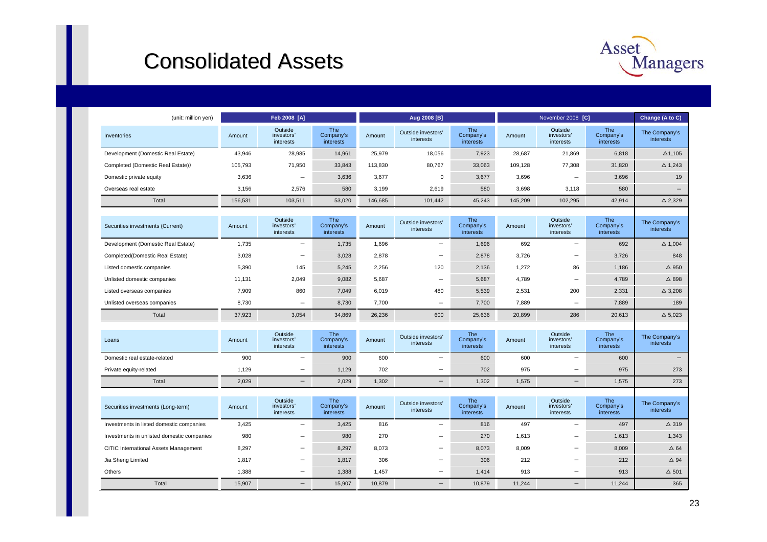# Consolidated Assets

| (unit: million yen) | Feb 2008 [A] | | | Aug 2008 [B] | | | November 2008 [C] | | | Change (A to C) |
|---|---|---|---|---|---|---|---|---|---|---|
| Inventories | Amount | Outside investors' interests | The Company's interests | Amount | Outside investors' interests | The Company's interests | Amount | Outside investors' interests | The Company's interests | The Company's interests |
| Development (Domestic Real Estate) | 43,946 | 28,985 | 14,961 | 25,979 | 18,056 | 7,923 | 28,687 | 21,869 | 6,818 | △1,105 |
| Completed (Domestic Real Estate)) | 105,793 | 71,950 | 33,843 | 113,830 | 80,767 | 33,063 | 109,128 | 77,308 | 31,820 | △ 1,243 |
| Domestic private equity | 3,636 | – | 3,636 | 3,677 | 0 | 3,677 | 3,696 | – | 3,696 | 19 |
| Overseas real estate | 3,156 | 2,576 | 580 | 3,199 | 2,619 | 580 | 3,698 | 3,118 | 580 | – |
| Total | 156,531 | 103,511 | 53,020 | 146,685 | 101,442 | 45,243 | 145,209 | 102,295 | 42,914 | △ 2,329 |
| Securities investments (Current) | Amount | Outside investors' interests | The Company's interests | Amount | Outside investors' interests | The Company's interests | Amount | Outside investors' interests | The Company's interests | The Company's interests |
| Development (Domestic Real Estate) | 1,735 | – | 1,735 | 1,696 | – | 1,696 | 692 | – | 692 | △ 1,004 |
| Completed(Domestic Real Estate) | 3,028 | – | 3,028 | 2,878 | – | 2,878 | 3,726 | – | 3,726 | 848 |
| Listed domestic companies | 5,390 | 145 | 5,245 | 2,256 | 120 | 2,136 | 1,272 | 86 | 1,186 | △ 950 |
| Unlisted domestic companies | 11,131 | 2,049 | 9,082 | 5,687 | – | 5,687 | 4,789 | – | 4,789 | △ 898 |
| Listed overseas companies | 7,909 | 860 | 7,049 | 6,019 | 480 | 5,539 | 2,531 | 200 | 2,331 | △ 3,208 |
| Unlisted overseas companies | 8,730 | – | 8,730 | 7,700 | – | 7,700 | 7,889 | – | 7,889 | 189 |
| Total | 37,923 | 3,054 | 34,869 | 26,236 | 600 | 25,636 | 20,899 | 286 | 20,613 | △ 5,023 |
| Loans | Amount | Outside investors' interests | The Company's interests | Amount | Outside investors' interests | The Company's interests | Amount | Outside investors' interests | The Company's interests | The Company's interests |
| Domestic real estate-related | 900 | – | 900 | 600 | – | 600 | 600 | – | 600 | – |
| Private equity-related | 1,129 | – | 1,129 | 702 | – | 702 | 975 | – | 975 | 273 |
| Total | 2,029 | – | 2,029 | 1,302 | – | 1,302 | 1,575 | – | 1,575 | 273 |
| Securities investments (Long-term) | Amount | Outside investors' interests | The Company's interests | Amount | Outside investors' interests | The Company's interests | Amount | Outside investors' interests | The Company's interests | The Company's interests |
| Investments in listed domestic companies | 3,425 | – | 3,425 | 816 | – | 816 | 497 | – | 497 | △ 319 |
| Investments in unlisted domestic companies | 980 | – | 980 | 270 | – | 270 | 1,613 | – | 1,613 | 1,343 |
| CITIC International Assets Management | 8,297 | – | 8,297 | 8,073 | – | 8,073 | 8,009 | – | 8,009 | △ 64 |
| Jia Sheng Limited | 1,817 | – | 1,817 | 306 | – | 306 | 212 | – | 212 | △ 94 |
| Others | 1,388 | – | 1,388 | 1,457 | – | 1,414 | 913 | – | 913 | △ 501 |
| Total | 15,907 | – | 15,907 | 10,879 | – | 10,879 | 11,244 | – | 11,244 | 365 |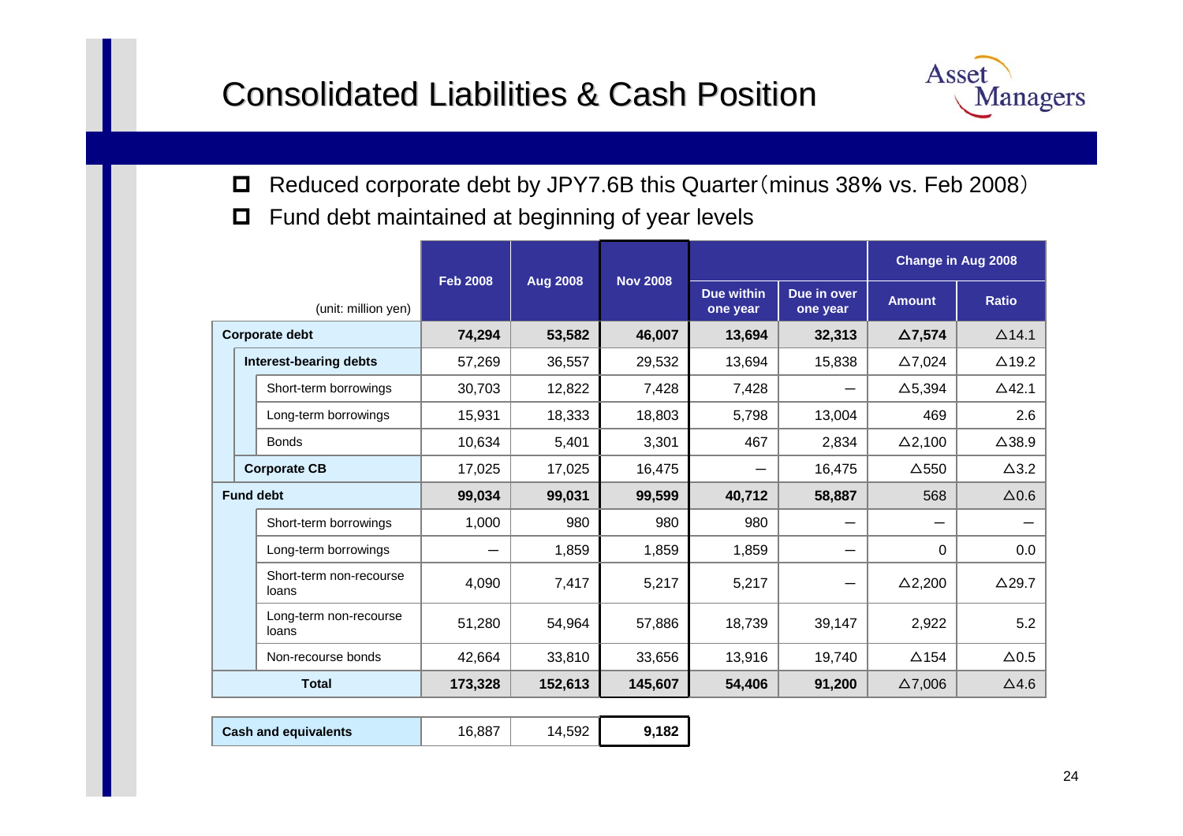# Consolidated Liabilities & Cash Position

- Reduced corporate debt by JPY7.6B this Quarter（minus 38% vs. Feb 2008）
- Fund debt maintained at beginning of year levels

| (unit: million yen) | Feb 2008 | Aug 2008 | Nov 2008 | Due within one year | Due in over one year | Change in Aug 2008 Amount | Change in Aug 2008 Ratio |
|---|---|---|---|---|---|---|---|
| **Corporate debt** | **74,294** | **53,582** | **46,007** | **13,694** | **32,313** | **△7,574** | △14.1 |
| **Interest-bearing debts** | 57,269 | 36,557 | 29,532 | 13,694 | 15,838 | △7,024 | △19.2 |
| Short-term borrowings | 30,703 | 12,822 | 7,428 | 7,428 | － | △5,394 | △42.1 |
| Long-term borrowings | 15,931 | 18,333 | 18,803 | 5,798 | 13,004 | 469 | 2.6 |
| Bonds | 10,634 | 5,401 | 3,301 | 467 | 2,834 | △2,100 | △38.9 |
| **Corporate CB** | 17,025 | 17,025 | 16,475 | － | 16,475 | △550 | △3.2 |
| **Fund debt** | **99,034** | **99,031** | **99,599** | **40,712** | **58,887** | 568 | △0.6 |
| Short-term borrowings | 1,000 | 980 | 980 | 980 | － | － | － |
| Long-term borrowings | － | 1,859 | 1,859 | 1,859 | － | 0 | 0.0 |
| Short-term non-recourse loans | 4,090 | 7,417 | 5,217 | 5,217 | － | △2,200 | △29.7 |
| Long-term non-recourse loans | 51,280 | 54,964 | 57,886 | 18,739 | 39,147 | 2,922 | 5.2 |
| Non-recourse bonds | 42,664 | 33,810 | 33,656 | 13,916 | 19,740 | △154 | △0.5 |
| **Total** | **173,328** | **152,613** | **145,607** | **54,406** | **91,200** | △7,006 | △4.6 |

| | Feb 2008 | Aug 2008 | Nov 2008 |
|---|---|---|---|
| **Cash and equivalents** | 16,887 | 14,592 | **9,182** |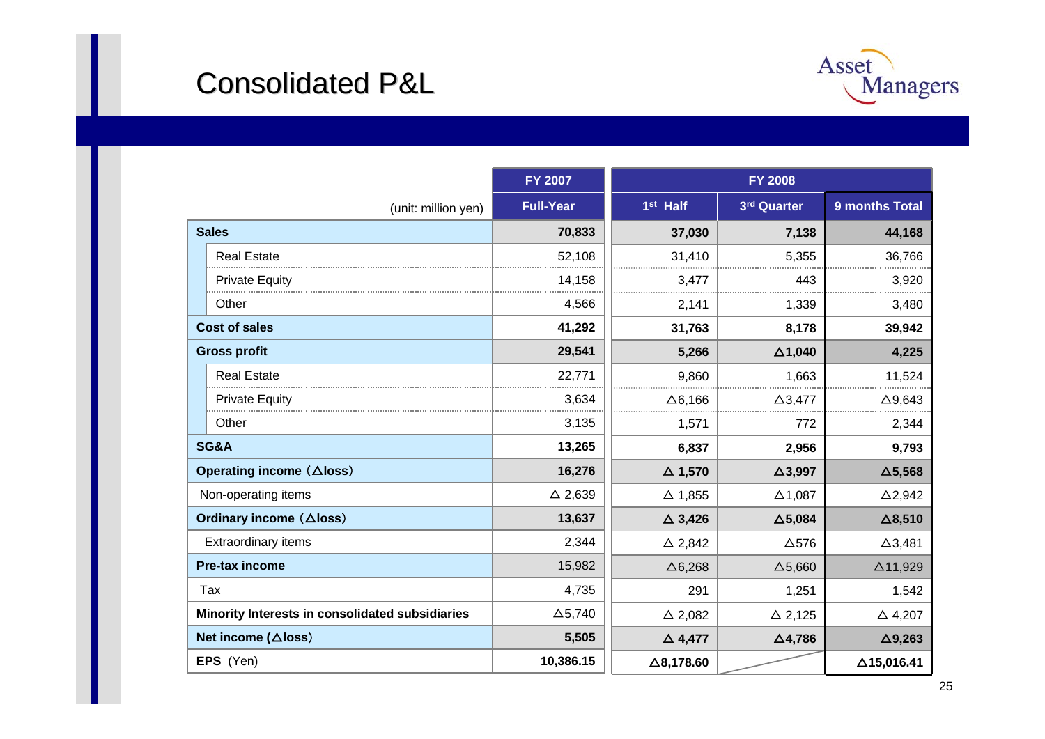# Consolidated P&L

| (unit: million yen) | FY 2007 | FY 2008 | | |
|---|---|---|---|---|
| | Full-Year | 1st Half | 3rd Quarter | 9 months Total |
| **Sales** | **70,833** | **37,030** | **7,138** | **44,168** |
| Real Estate | 52,108 | 31,410 | 5,355 | 36,766 |
| Private Equity | 14,158 | 3,477 | 443 | 3,920 |
| Other | 4,566 | 2,141 | 1,339 | 3,480 |
| **Cost of sales** | **41,292** | **31,763** | **8,178** | **39,942** |
| **Gross profit** | **29,541** | **5,266** | **△1,040** | **4,225** |
| Real Estate | 22,771 | 9,860 | 1,663 | 11,524 |
| Private Equity | 3,634 | △6,166 | △3,477 | △9,643 |
| Other | 3,135 | 1,571 | 772 | 2,344 |
| **SG&A** | **13,265** | **6,837** | **2,956** | **9,793** |
| **Operating income（△loss）** | **16,276** | **△ 1,570** | **△3,997** | **△5,568** |
| Non-operating items | △ 2,639 | △ 1,855 | △1,087 | △2,942 |
| **Ordinary income（△loss）** | **13,637** | **△ 3,426** | **△5,084** | **△8,510** |
| Extraordinary items | 2,344 | △ 2,842 | △576 | △3,481 |
| **Pre-tax income** | 15,982 | △6,268 | △5,660 | △11,929 |
| Tax | 4,735 | 291 | 1,251 | 1,542 |
| **Minority Interests in consolidated subsidiaries** | △5,740 | △ 2,082 | △ 2,125 | △ 4,207 |
| **Net income (△loss)** | **5,505** | **△ 4,477** | **△4,786** | **△9,263** |
| **EPS** (Yen) | **10,386.15** | **△8,178.60** | | **△15,016.41** |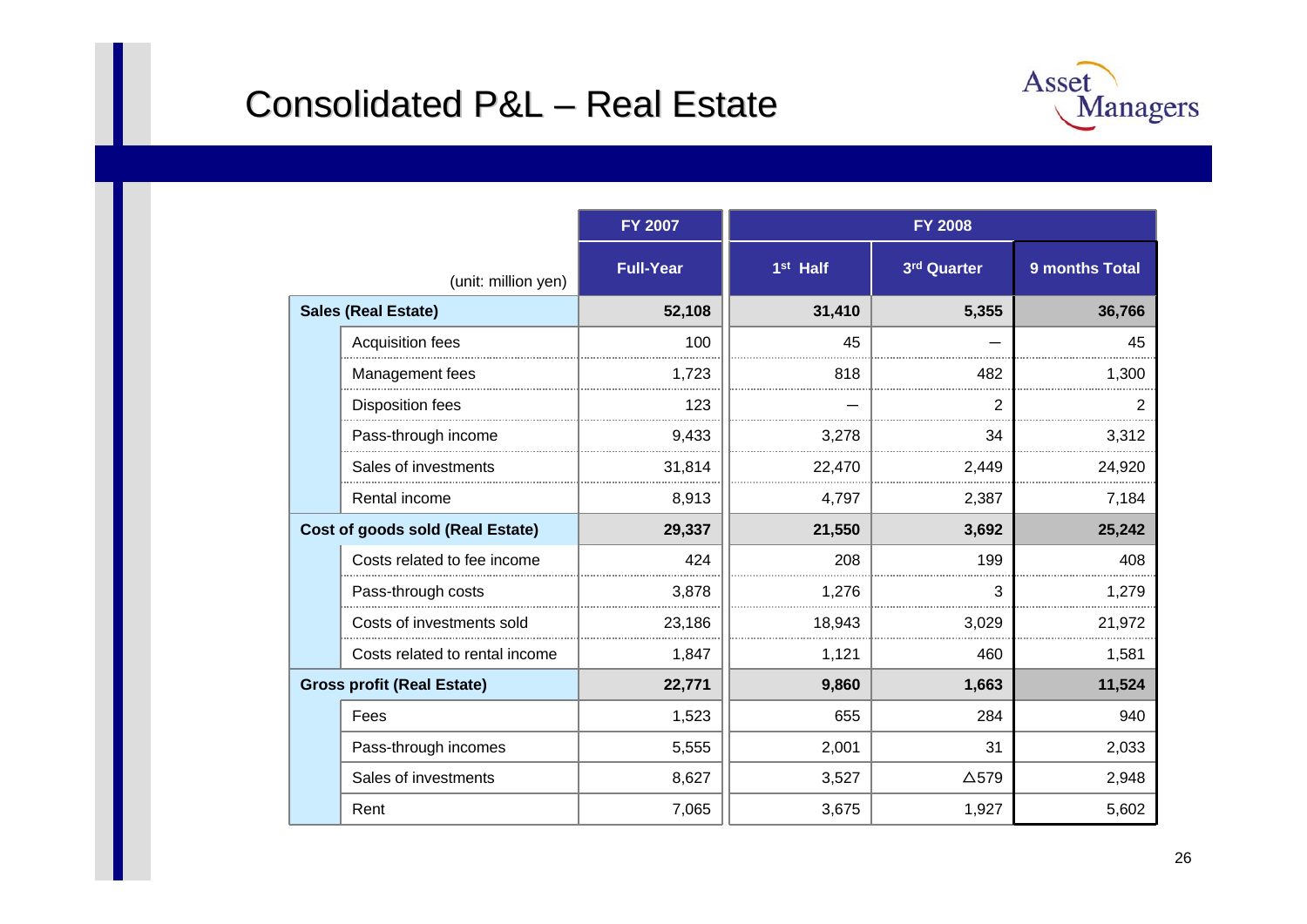# Consolidated P&L – Real Estate

| (unit: million yen) | | FY 2007 | FY 2008 | | |
|---|---|---|---|---|---|
| | | Full-Year | 1st Half | 3rd Quarter | 9 months Total |
| **Sales (Real Estate)** | | **52,108** | **31,410** | **5,355** | **36,766** |
| | Acquisition fees | 100 | 45 | — | 45 |
| | Management fees | 1,723 | 818 | 482 | 1,300 |
| | Disposition fees | 123 | — | 2 | 2 |
| | Pass-through income | 9,433 | 3,278 | 34 | 3,312 |
| | Sales of investments | 31,814 | 22,470 | 2,449 | 24,920 |
| | Rental income | 8,913 | 4,797 | 2,387 | 7,184 |
| **Cost of goods sold (Real Estate)** | | **29,337** | **21,550** | **3,692** | **25,242** |
| | Costs related to fee income | 424 | 208 | 199 | 408 |
| | Pass-through costs | 3,878 | 1,276 | 3 | 1,279 |
| | Costs of investments sold | 23,186 | 18,943 | 3,029 | 21,972 |
| | Costs related to rental income | 1,847 | 1,121 | 460 | 1,581 |
| **Gross profit (Real Estate)** | | **22,771** | **9,860** | **1,663** | **11,524** |
| | Fees | 1,523 | 655 | 284 | 940 |
| | Pass-through incomes | 5,555 | 2,001 | 31 | 2,033 |
| | Sales of investments | 8,627 | 3,527 | △579 | 2,948 |
| | Rent | 7,065 | 3,675 | 1,927 | 5,602 |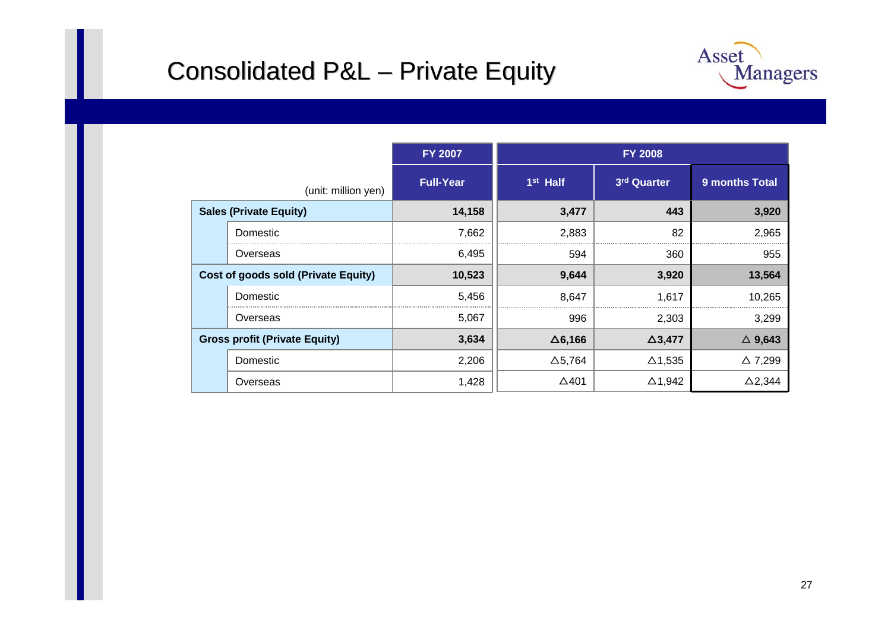# Consolidated P&L – Private Equity

| (unit: million yen) | | FY 2007 | FY 2008 | | |
|---|---|---|---|---|---|
| | | Full-Year | 1st Half | 3rd Quarter | 9 months Total |
| **Sales (Private Equity)** | | **14,158** | **3,477** | **443** | **3,920** |
| | Domestic | 7,662 | 2,883 | 82 | 2,965 |
| | Overseas | 6,495 | 594 | 360 | 955 |
| **Cost of goods sold (Private Equity)** | | **10,523** | **9,644** | **3,920** | **13,564** |
| | Domestic | 5,456 | 8,647 | 1,617 | 10,265 |
| | Overseas | 5,067 | 996 | 2,303 | 3,299 |
| **Gross profit (Private Equity)** | | **3,634** | **△6,166** | **△3,477** | **△ 9,643** |
| | Domestic | 2,206 | △5,764 | △1,535 | △ 7,299 |
| | Overseas | 1,428 | △401 | △1,942 | △2,344 |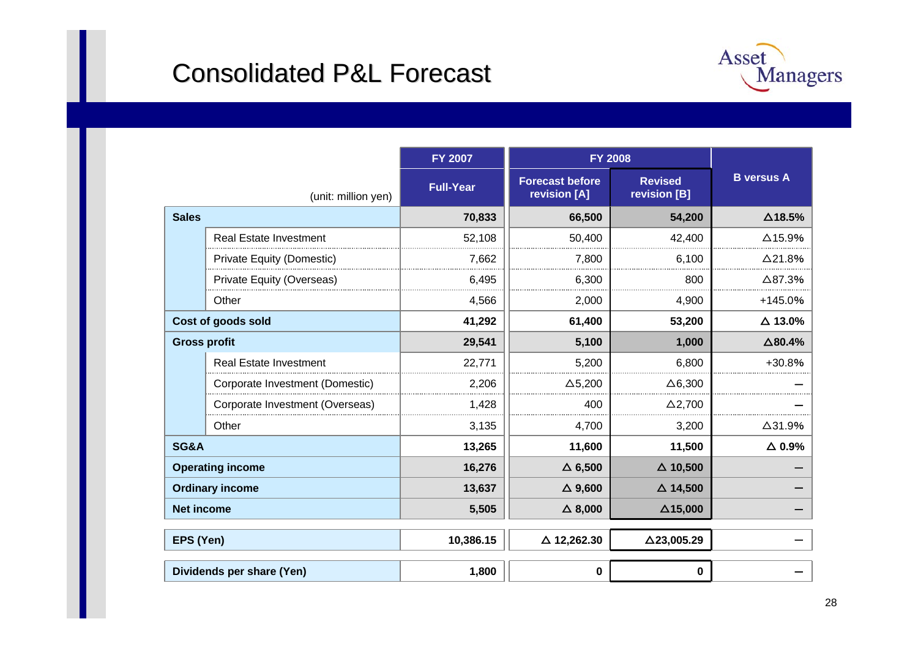# Consolidated P&L Forecast

| (unit: million yen) | | FY 2007 | FY 2008 | | B versus A |
|---|---|---|---|---|---|
| | | Full-Year | Forecast before revision [A] | Revised revision [B] | |
| **Sales** | | **70,833** | **66,500** | **54,200** | **△18.5%** |
| | Real Estate Investment | 52,108 | 50,400 | 42,400 | △15.9% |
| | Private Equity (Domestic) | 7,662 | 7,800 | 6,100 | △21.8% |
| | Private Equity (Overseas) | 6,495 | 6,300 | 800 | △87.3% |
| | Other | 4,566 | 2,000 | 4,900 | +145.0% |
| **Cost of goods sold** | | **41,292** | **61,400** | **53,200** | **△ 13.0%** |
| **Gross profit** | | **29,541** | **5,100** | **1,000** | **△80.4%** |
| | Real Estate Investment | 22,771 | 5,200 | 6,800 | +30.8% |
| | Corporate Investment (Domestic) | 2,206 | △5,200 | △6,300 | – |
| | Corporate Investment (Overseas) | 1,428 | 400 | △2,700 | – |
| | Other | 3,135 | 4,700 | 3,200 | △31.9% |
| **SG&A** | | **13,265** | **11,600** | **11,500** | **△ 0.9%** |
| **Operating income** | | **16,276** | **△ 6,500** | **△ 10,500** | – |
| **Ordinary income** | | **13,637** | **△ 9,600** | **△ 14,500** | – |
| **Net income** | | **5,505** | **△ 8,000** | **△15,000** | – |
| **EPS (Yen)** | | **10,386.15** | **△ 12,262.30** | **△23,005.29** | – |
| **Dividends per share (Yen)** | | **1,800** | **0** | **0** | – |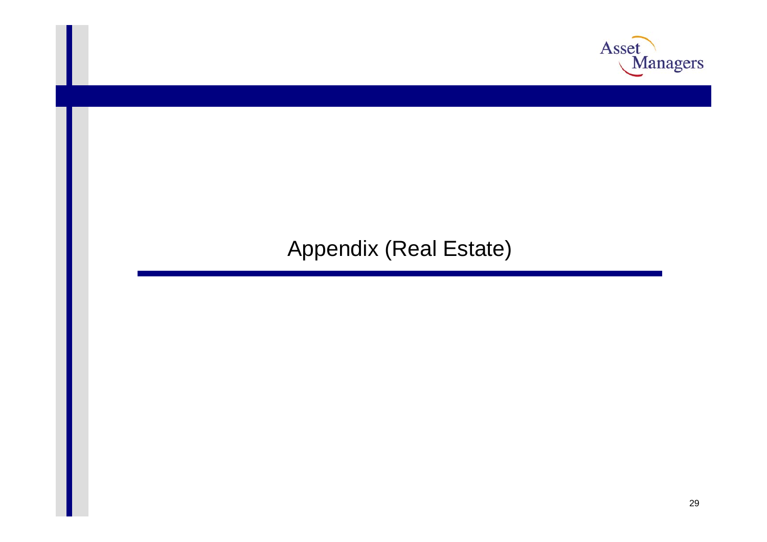# Appendix (Real Estate)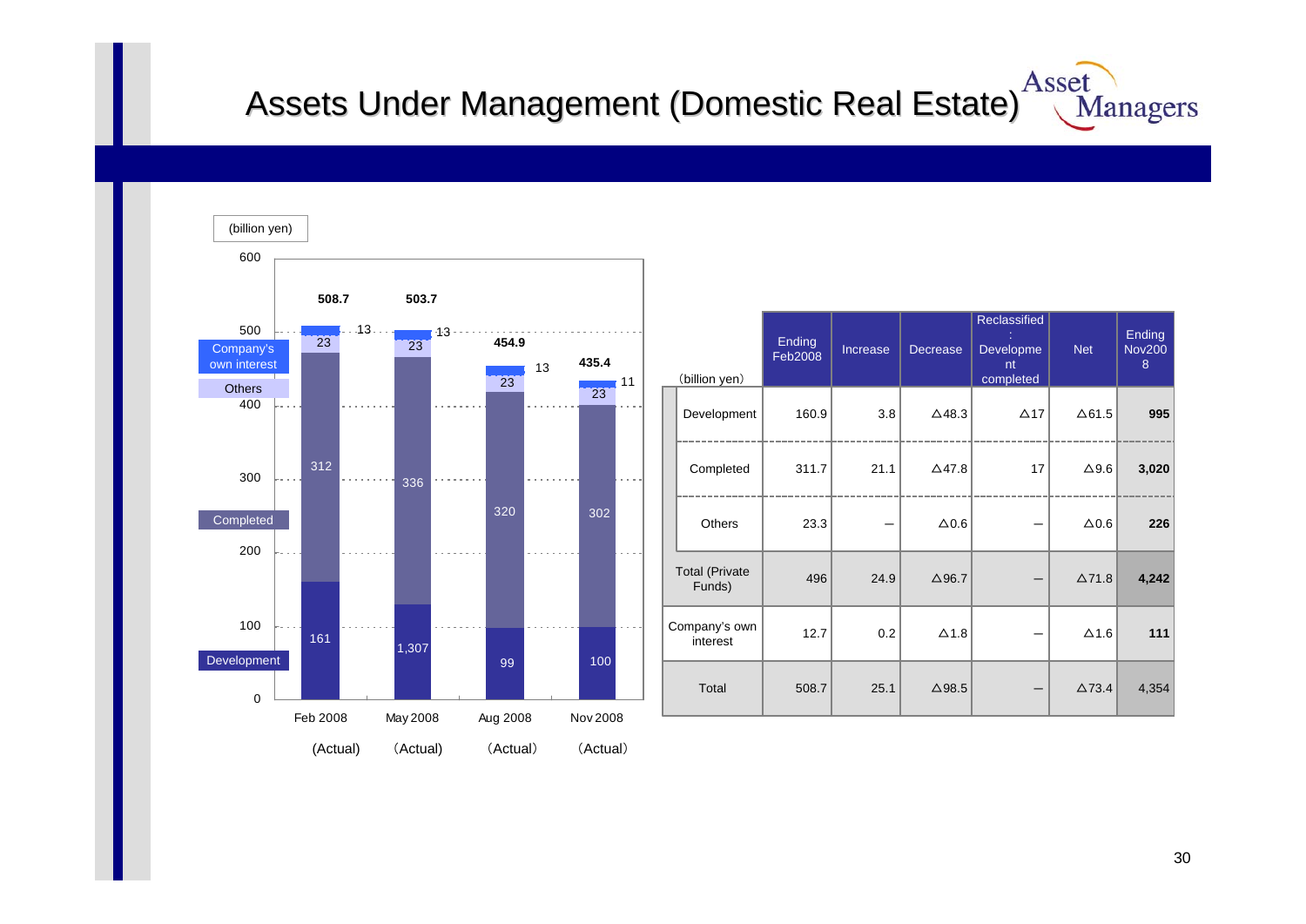# Assets Under Management (Domestic Real Estate)

(billion yen)

| | Feb 2008 (Actual) | May 2008 (Actual) | Aug 2008 (Actual) | Nov 2008 (Actual) |
|---|---|---|---|---|
| Company's own interest | 13 | 13 | 13 | 11 |
| Others | 23 | 23 | 23 | 23 |
| Completed | 312 | 336 | 320 | 302 |
| Development | 161 | 1,307 | 99 | 100 |
| Total | 508.7 | 503.7 | 454.9 | 435.4 |

| (billion yen) | Ending Feb2008 | Increase | Decrease | Reclassified : Development completed | Net | Ending Nov2008 |
|---|---|---|---|---|---|---|
| Development | 160.9 | 3.8 | △48.3 | △17 | △61.5 | **995** |
| Completed | 311.7 | 21.1 | △47.8 | 17 | △9.6 | **3,020** |
| Others | 23.3 | – | △0.6 | – | △0.6 | **226** |
| Total (Private Funds) | 496 | 24.9 | △96.7 | – | △71.8 | **4,242** |
| Company's own interest | 12.7 | 0.2 | △1.8 | – | △1.6 | **111** |
| Total | 508.7 | 25.1 | △98.5 | – | △73.4 | 4,354 |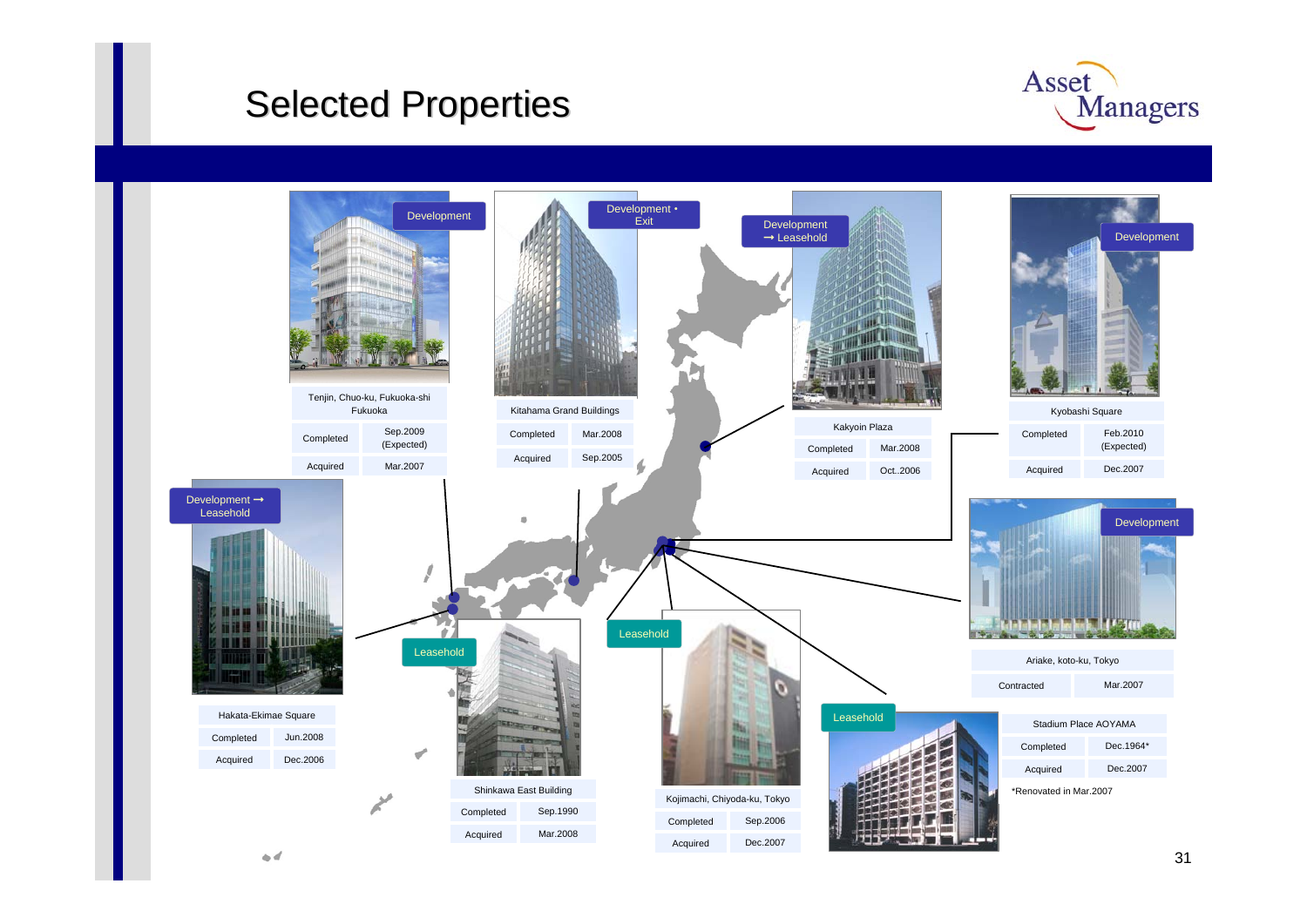# Selected Properties

**Development**

| Tenjin, Chuo-ku, Fukuoka-shi Fukuoka | |
| --- | --- |
| Completed | Sep.2009 (Expected) |
| Acquired | Mar.2007 |

**Development • Exit**

| Kitahama Grand Buildings | |
| --- | --- |
| Completed | Mar.2008 |
| Acquired | Sep.2005 |

**Development → Leasehold**

| Kakyoin Plaza | |
| --- | --- |
| Completed | Mar.2008 |
| Acquired | Oct..2006 |

**Development**

| Kyobashi Square | |
| --- | --- |
| Completed | Feb.2010 (Expected) |
| Acquired | Dec.2007 |

**Development → Leasehold**

| Hakata-Ekimae Square | |
| --- | --- |
| Completed | Jun.2008 |
| Acquired | Dec.2006 |

**Development**

| Ariake, koto-ku, Tokyo | |
| --- | --- |
| Contracted | Mar.2007 |

**Leasehold**

| Shinkawa East Building | |
| --- | --- |
| Completed | Sep.1990 |
| Acquired | Mar.2008 |

**Leasehold**

| Kojimachi, Chiyoda-ku, Tokyo | |
| --- | --- |
| Completed | Sep.2006 |
| Acquired | Dec.2007 |

**Leasehold**

| Stadium Place AOYAMA | |
| --- | --- |
| Completed | Dec.1964* |
| Acquired | Dec.2007 |

*Renovated in Mar.2007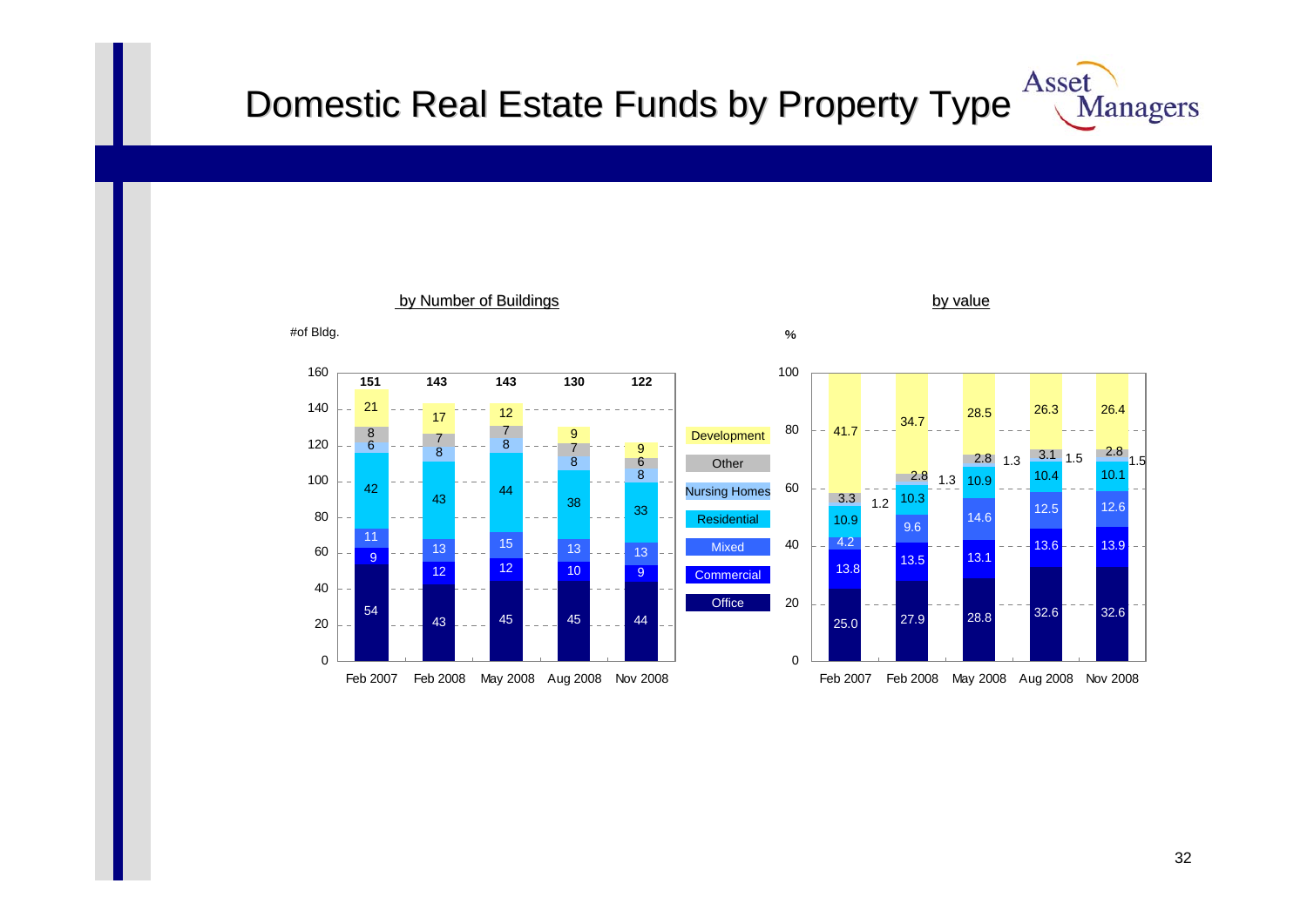# Domestic Real Estate Funds by Property Type

Asset Managers

### by Number of Buildings

#of Bldg.

| Property Type | Feb 2007 | Feb 2008 | May 2008 | Aug 2008 | Nov 2008 |
|---|---|---|---|---|---|
| Development | 21 | 17 | 12 | 9 | 9 |
| Other | 8 | 7 | 7 | 7 | 6 |
| Nursing Homes | 6 | 8 | 8 | 8 | 8 |
| Residential | 42 | 43 | 44 | 38 | 33 |
| Mixed | 11 | 13 | 15 | 13 | 13 |
| Commercial | 9 | 12 | 12 | 10 | 9 |
| Office | 54 | 43 | 45 | 45 | 44 |
| **Total** | **151** | **143** | **143** | **130** | **122** |

### by value

%

| Property Type | Feb 2007 | Feb 2008 | May 2008 | Aug 2008 | Nov 2008 |
|---|---|---|---|---|---|
| Development | 41.7 | 34.7 | 28.5 | 26.3 | 26.4 |
| Other | 3.3 | 2.8 | 2.8 | 3.1 | 2.8 |
| Nursing Homes | 1.2 | 1.3 | 1.3 | 1.5 | 1.5 |
| Residential | 10.9 | 10.3 | 10.9 | 10.4 | 10.1 |
| Mixed | 4.2 | 9.6 | 14.6 | 12.5 | 12.6 |
| Commercial | 13.8 | 13.5 | 13.1 | 13.6 | 13.9 |
| Office | 25.0 | 27.9 | 28.8 | 32.6 | 32.6 |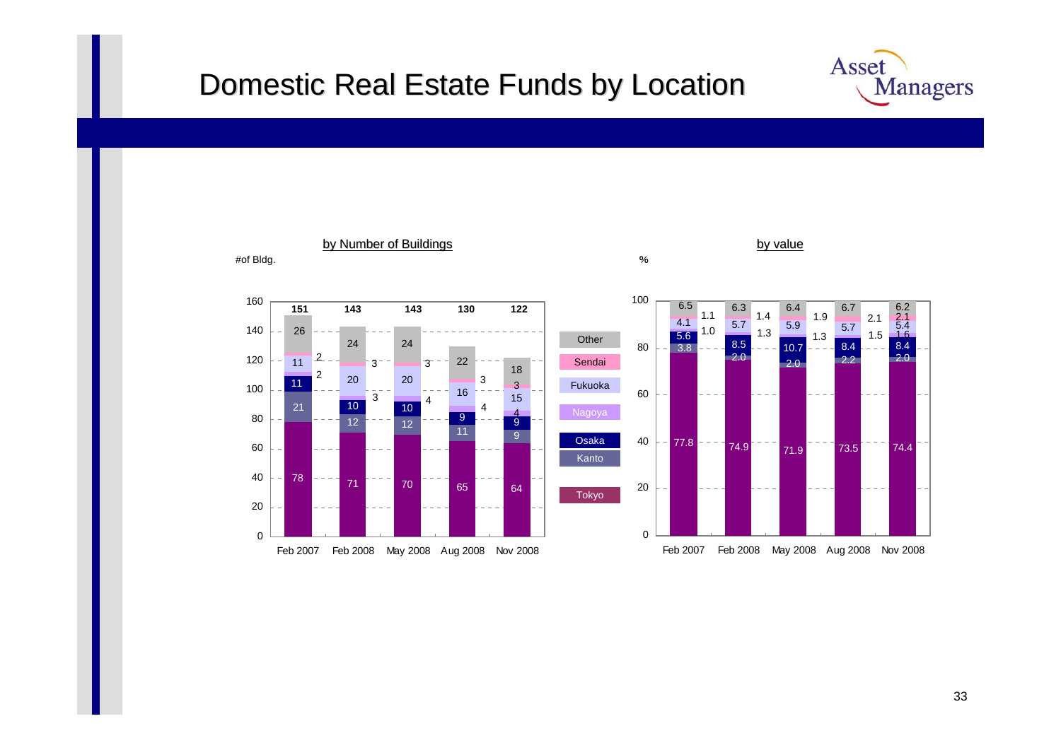# Domestic Real Estate Funds by Location

### by Number of Buildings

#of Bldg.

| | Feb 2007 | Feb 2008 | May 2008 | Aug 2008 | Nov 2008 |
|---|---|---|---|---|---|
| Total | 151 | 143 | 143 | 130 | 122 |
| Other | 26 | 24 | 24 | 22 | 18 |
| Sendai | 2 | 3 | 3 | 3 | 3 |
| Fukuoka | 11 | 20 | 20 | 16 | 15 |
| Nagoya | 2 | 3 | 4 | 4 | 4 |
| Osaka | 11 | 10 | 10 | 9 | 9 |
| Kanto | 21 | 12 | 12 | 11 | 9 |
| Tokyo | 78 | 71 | 70 | 65 | 64 |

### by value

%

| | Feb 2007 | Feb 2008 | May 2008 | Aug 2008 | Nov 2008 |
|---|---|---|---|---|---|
| Other | 6.5 | 6.3 | 6.4 | 6.7 | 6.2 |
| Sendai | 1.1 | 1.4 | 1.9 | 2.1 | 2.1 |
| Fukuoka | 4.1 | 5.7 | 5.9 | 5.7 | 5.4 |
| Nagoya | 1.0 | 1.3 | 1.3 | 1.5 | 1.6 |
| Osaka | 5.6 | 8.5 | 10.7 | 8.4 | 8.4 |
| Kanto | 3.8 | 2.0 | 2.0 | 2.2 | 2.0 |
| Tokyo | 77.8 | 74.9 | 71.9 | 73.5 | 74.4 |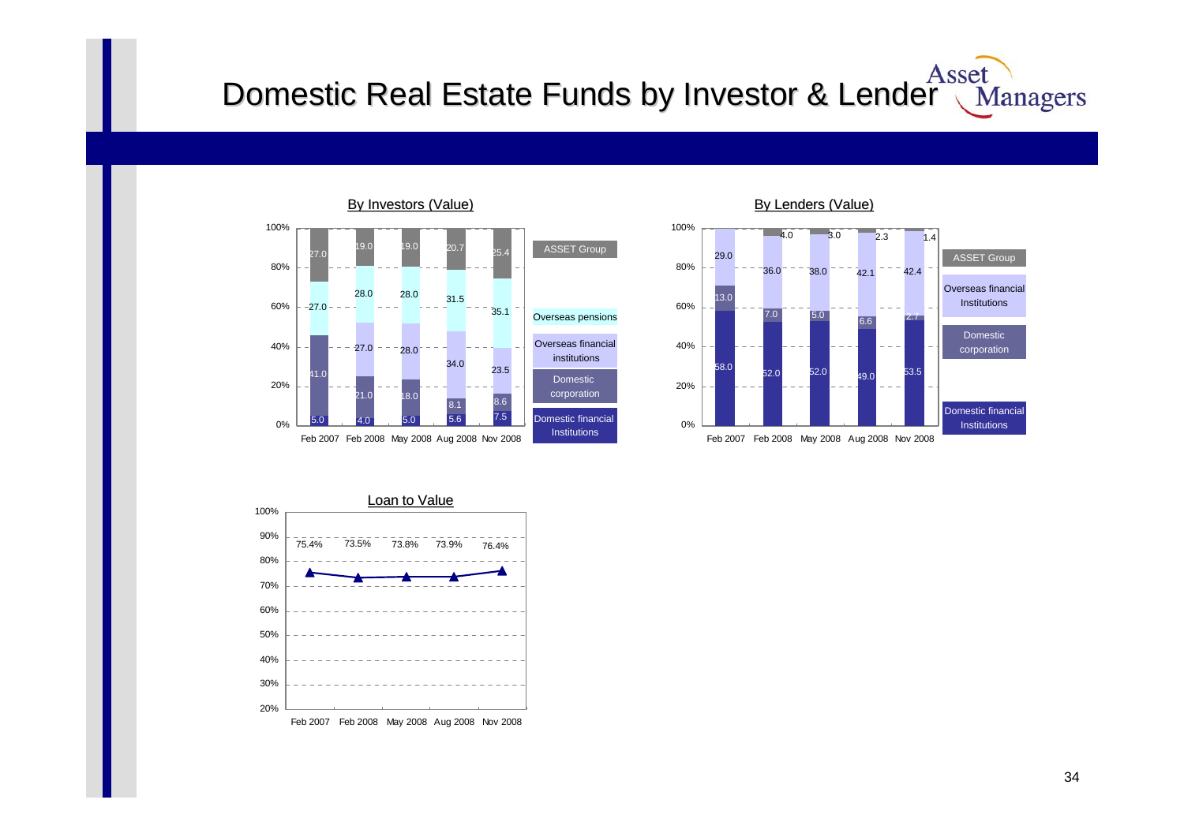# Domestic Real Estate Funds by Investor & Lender

### By Investors (Value)

| | Feb 2007 | Feb 2008 | May 2008 | Aug 2008 | Nov 2008 |
|---|---|---|---|---|---|
| ASSET Group | 27.0 | 19.0 | 19.0 | 20.7 | 25.4 |
| Overseas pensions | 27.0 | 28.0 | 28.0 | 31.5 | 35.1 |
| Overseas financial institutions | | 27.0 | 28.0 | 34.0 | 23.5 |
| Domestic corporation | 41.0 | 21.0 | 18.0 | 8.1 | 8.6 |
| Domestic financial Institutions | 5.0 | 4.0 | 5.0 | 5.6 | 7.5 |

### By Lenders (Value)

| | Feb 2007 | Feb 2008 | May 2008 | Aug 2008 | Nov 2008 |
|---|---|---|---|---|---|
| ASSET Group | | 4.0 | 3.0 | 2.3 | 1.4 |
| Overseas financial Institutions | 29.0 | 36.0 | 38.0 | 42.1 | 42.4 |
| Domestic corporation | 13.0 | 7.0 | 5.0 | 6.6 | 2.7 |
| Domestic financial Institutions | 58.0 | 52.0 | 52.0 | 49.0 | 53.5 |

### Loan to Value

| Feb 2007 | Feb 2008 | May 2008 | Aug 2008 | Nov 2008 |
|---|---|---|---|---|
| 75.4% | 73.5% | 73.8% | 73.9% | 76.4% |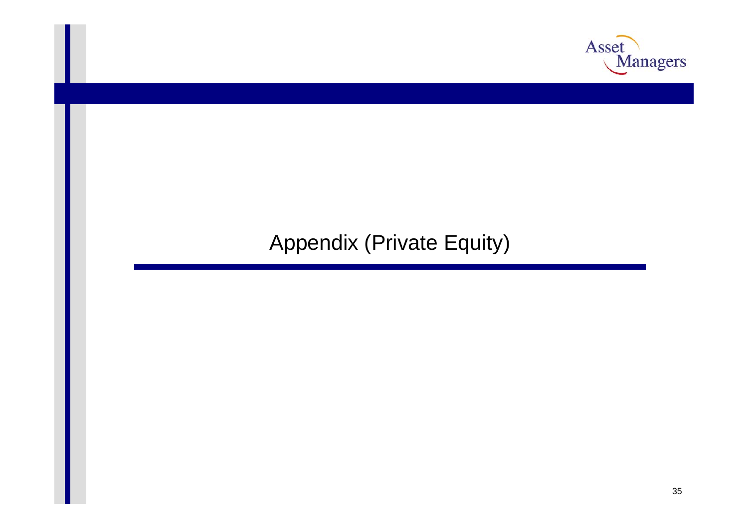# Appendix (Private Equity)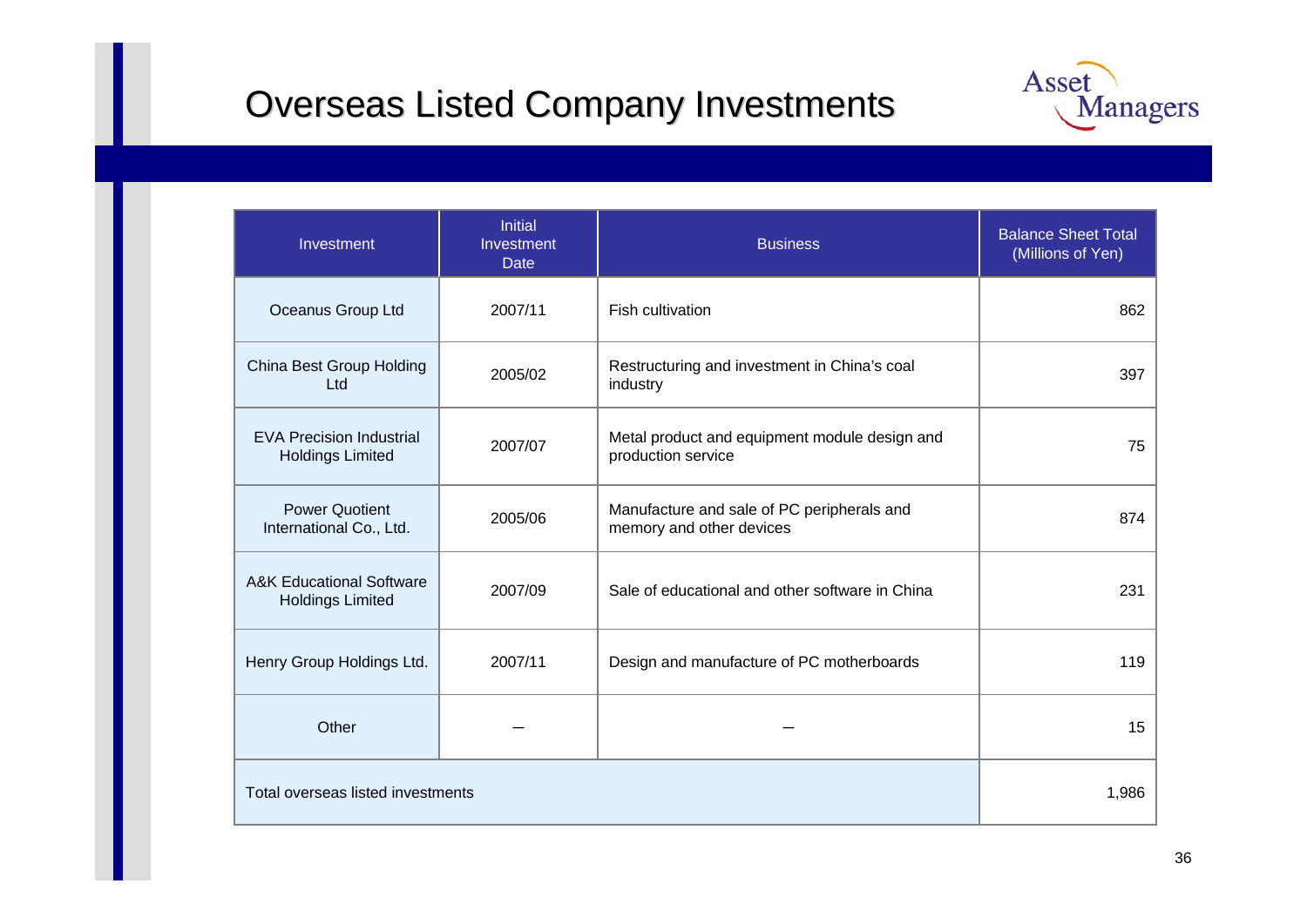# Overseas Listed Company Investments

| Investment | Initial Investment Date | Business | Balance Sheet Total (Millions of Yen) |
|---|---|---|---|
| Oceanus Group Ltd | 2007/11 | Fish cultivation | 862 |
| China Best Group Holding Ltd | 2005/02 | Restructuring and investment in China's coal industry | 397 |
| EVA Precision Industrial Holdings Limited | 2007/07 | Metal product and equipment module design and production service | 75 |
| Power Quotient International Co., Ltd. | 2005/06 | Manufacture and sale of PC peripherals and memory and other devices | 874 |
| A&K Educational Software Holdings Limited | 2007/09 | Sale of educational and other software in China | 231 |
| Henry Group Holdings Ltd. | 2007/11 | Design and manufacture of PC motherboards | 119 |
| Other | — | — | 15 |
| Total overseas listed investments | | | 1,986 |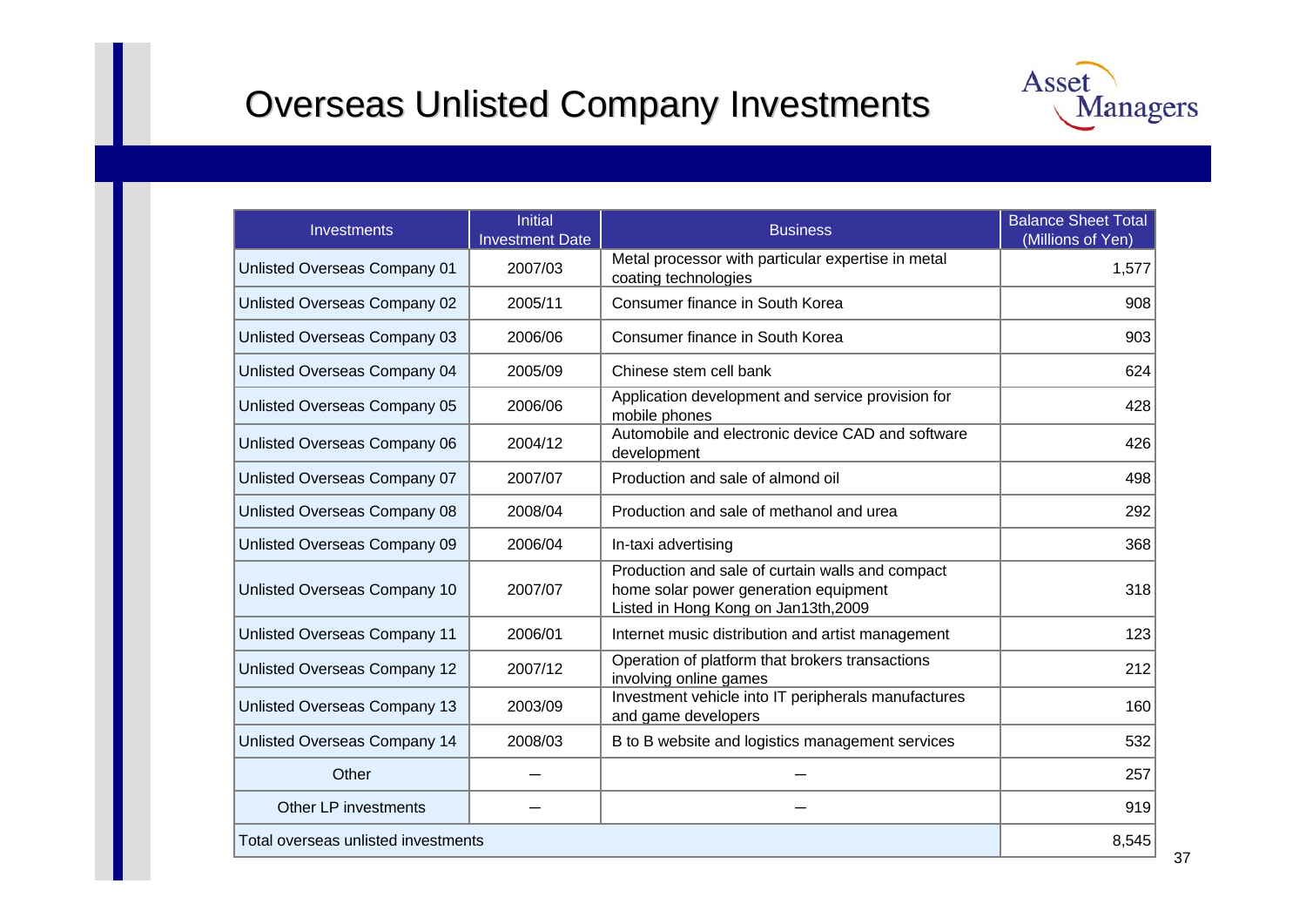# Overseas Unlisted Company Investments

Asset Managers

| Investments | Initial Investment Date | Business | Balance Sheet Total (Millions of Yen) |
|---|---|---|---|
| Unlisted Overseas Company 01 | 2007/03 | Metal processor with particular expertise in metal coating technologies | 1,577 |
| Unlisted Overseas Company 02 | 2005/11 | Consumer finance in South Korea | 908 |
| Unlisted Overseas Company 03 | 2006/06 | Consumer finance in South Korea | 903 |
| Unlisted Overseas Company 04 | 2005/09 | Chinese stem cell bank | 624 |
| Unlisted Overseas Company 05 | 2006/06 | Application development and service provision for mobile phones | 428 |
| Unlisted Overseas Company 06 | 2004/12 | Automobile and electronic device CAD and software development | 426 |
| Unlisted Overseas Company 07 | 2007/07 | Production and sale of almond oil | 498 |
| Unlisted Overseas Company 08 | 2008/04 | Production and sale of methanol and urea | 292 |
| Unlisted Overseas Company 09 | 2006/04 | In-taxi advertising | 368 |
| Unlisted Overseas Company 10 | 2007/07 | Production and sale of curtain walls and compact home solar power generation equipment Listed in Hong Kong on Jan13th,2009 | 318 |
| Unlisted Overseas Company 11 | 2006/01 | Internet music distribution and artist management | 123 |
| Unlisted Overseas Company 12 | 2007/12 | Operation of platform that brokers transactions involving online games | 212 |
| Unlisted Overseas Company 13 | 2003/09 | Investment vehicle into IT peripherals manufactures and game developers | 160 |
| Unlisted Overseas Company 14 | 2008/03 | B to B website and logistics management services | 532 |
| Other | – | – | 257 |
| Other LP investments | – | – | 919 |
| Total overseas unlisted investments | | | 8,545 |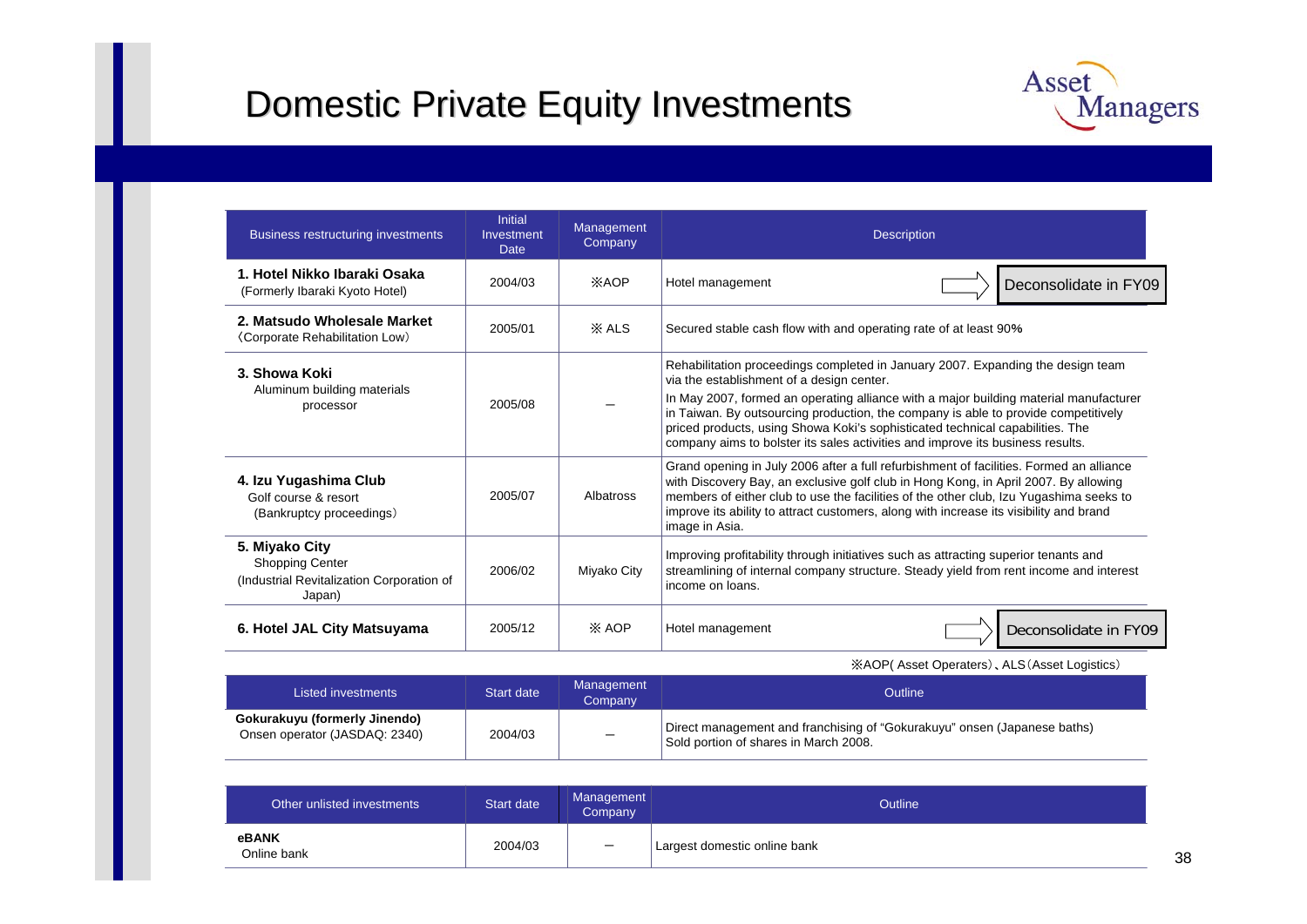# Domestic Private Equity Investments

| Business restructuring investments | Initial Investment Date | Management Company | Description |
|---|---|---|---|
| **1. Hotel Nikko Ibaraki Osaka** (Formerly Ibaraki Kyoto Hotel) | 2004/03 | ※AOP | Hotel management ⇨ Deconsolidate in FY09 |
| **2. Matsudo Wholesale Market** 〈Corporate Rehabilitation Low〉 | 2005/01 | ※ ALS | Secured stable cash flow with and operating rate of at least 90% |
| **3. Showa Koki** Aluminum building materials processor | 2005/08 | – | Rehabilitation proceedings completed in January 2007. Expanding the design team via the establishment of a design center. In May 2007, formed an operating alliance with a major building material manufacturer in Taiwan. By outsourcing production, the company is able to provide competitively priced products, using Showa Koki's sophisticated technical capabilities. The company aims to bolster its sales activities and improve its business results. |
| **4. Izu Yugashima Club** Golf course & resort (Bankruptcy proceedings) | 2005/07 | Albatross | Grand opening in July 2006 after a full refurbishment of facilities. Formed an alliance with Discovery Bay, an exclusive golf club in Hong Kong, in April 2007. By allowing members of either club to use the facilities of the other club, Izu Yugashima seeks to improve its ability to attract customers, along with increase its visibility and brand image in Asia. |
| **5. Miyako City** Shopping Center (Industrial Revitalization Corporation of Japan) | 2006/02 | Miyako City | Improving profitability through initiatives such as attracting superior tenants and streamlining of internal company structure. Steady yield from rent income and interest income on loans. |
| **6. Hotel JAL City Matsuyama** | 2005/12 | ※ AOP | Hotel management ⇨ Deconsolidate in FY09 |

※AOP( Asset Operaters)、ALS（Asset Logistics）

| Listed investments | Start date | Management Company | Outline |
|---|---|---|---|
| **Gokurakuyu (formerly Jinendo)** Onsen operator (JASDAQ: 2340) | 2004/03 | – | Direct management and franchising of "Gokurakuyu" onsen (Japanese baths) Sold portion of shares in March 2008. |

| Other unlisted investments | Start date | Management Company | Outline |
|---|---|---|---|
| **eBANK** Online bank | 2004/03 | – | Largest domestic online bank |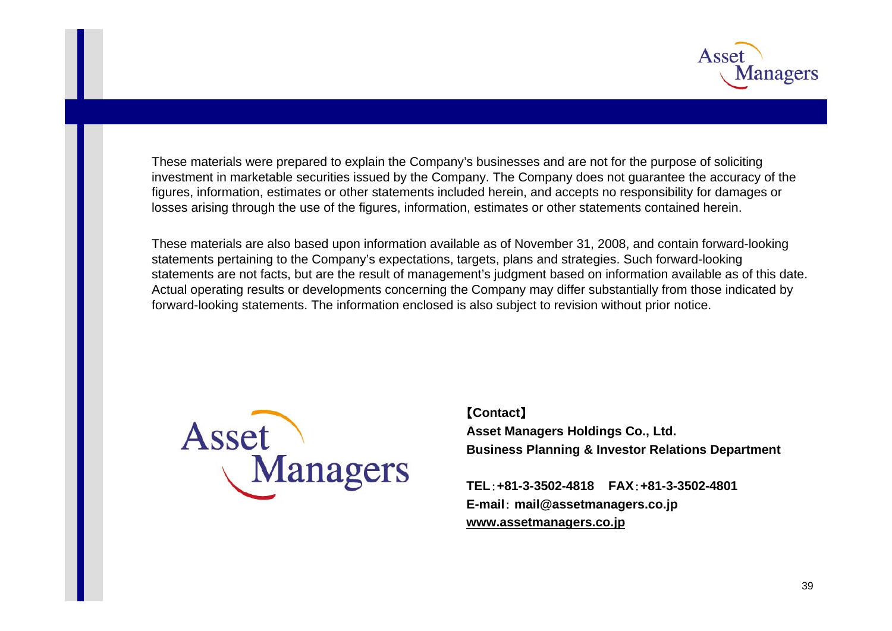These materials were prepared to explain the Company's businesses and are not for the purpose of soliciting investment in marketable securities issued by the Company. The Company does not guarantee the accuracy of the figures, information, estimates or other statements included herein, and accepts no responsibility for damages or losses arising through the use of the figures, information, estimates or other statements contained herein.

These materials are also based upon information available as of November 31, 2008, and contain forward-looking statements pertaining to the Company's expectations, targets, plans and strategies. Such forward-looking statements are not facts, but are the result of management's judgment based on information available as of this date. Actual operating results or developments concerning the Company may differ substantially from those indicated by forward-looking statements. The information enclosed is also subject to revision without prior notice.

Asset Managers

**【Contact】**
**Asset Managers Holdings Co., Ltd.**
**Business Planning & Investor Relations Department**

**TEL：+81-3-3502-4818　FAX：+81-3-3502-4801**
**E-mail：mail@assetmanagers.co.jp**
**www.assetmanagers.co.jp**